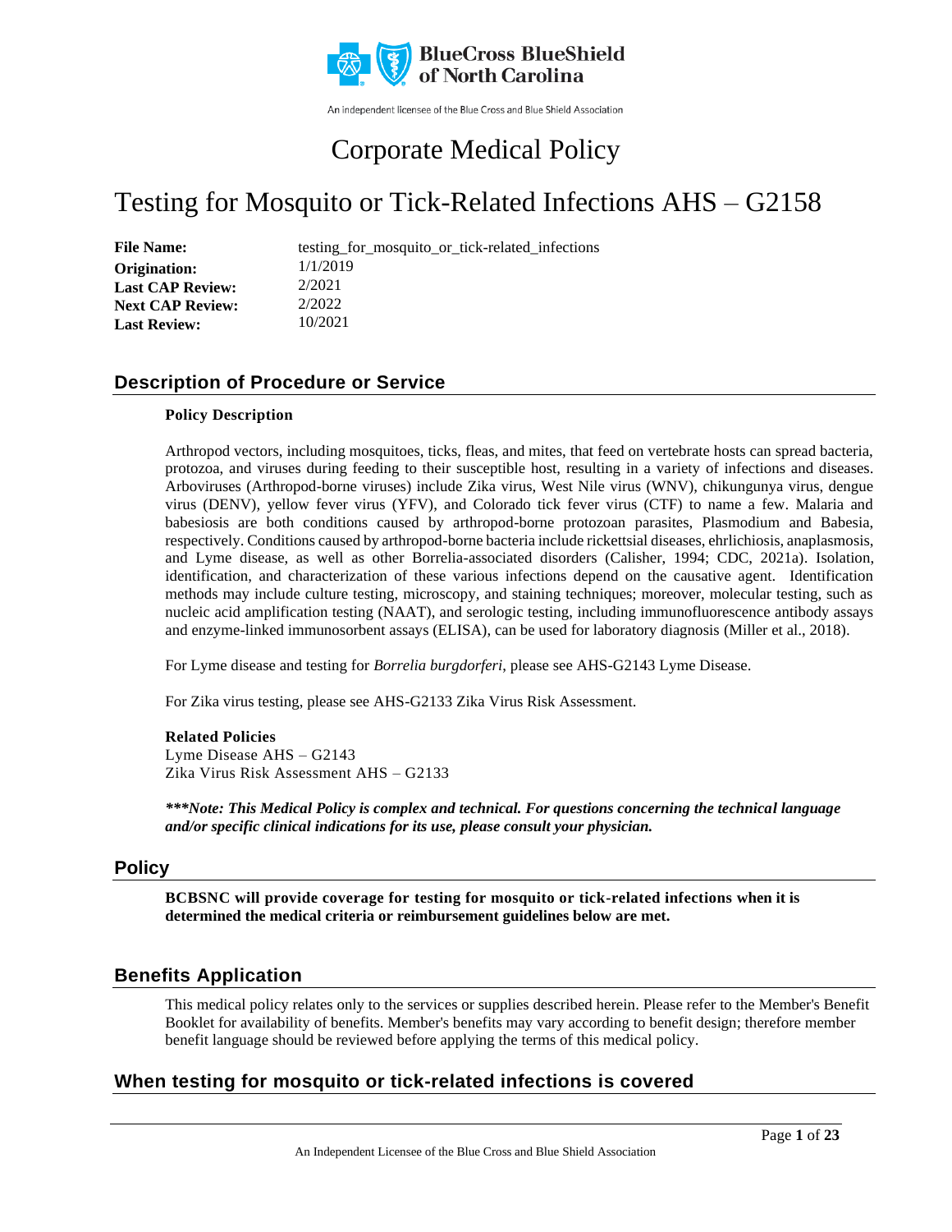# Corporate Medical Policy

# Testing for Mosquito or Tick-Related Infections AHS – G2158

**File Name:** testing_for_mosquito_or_tick-related_infections
**Origination:** 1/1/2019
**Last CAP Review:** 2/2021
**Next CAP Review:** 2/2022
**Last Review:** 10/2021

## Description of Procedure or Service

**Policy Description**

Arthropod vectors, including mosquitoes, ticks, fleas, and mites, that feed on vertebrate hosts can spread bacteria, protozoa, and viruses during feeding to their susceptible host, resulting in a variety of infections and diseases. Arboviruses (Arthropod-borne viruses) include Zika virus, West Nile virus (WNV), chikungunya virus, dengue virus (DENV), yellow fever virus (YFV), and Colorado tick fever virus (CTF) to name a few. Malaria and babesiosis are both conditions caused by arthropod-borne protozoan parasites, Plasmodium and Babesia, respectively. Conditions caused by arthropod-borne bacteria include rickettsial diseases, ehrlichiosis, anaplasmosis, and Lyme disease, as well as other Borrelia-associated disorders (Calisher, 1994; CDC, 2021a). Isolation, identification, and characterization of these various infections depend on the causative agent. Identification methods may include culture testing, microscopy, and staining techniques; moreover, molecular testing, such as nucleic acid amplification testing (NAAT), and serologic testing, including immunofluorescence antibody assays and enzyme-linked immunosorbent assays (ELISA), can be used for laboratory diagnosis (Miller et al., 2018).

For Lyme disease and testing for *Borrelia burgdorferi*, please see AHS-G2143 Lyme Disease.

For Zika virus testing, please see AHS-G2133 Zika Virus Risk Assessment.

**Related Policies**
Lyme Disease AHS – G2143
Zika Virus Risk Assessment AHS – G2133

***\*\*\*Note: This Medical Policy is complex and technical. For questions concerning the technical language and/or specific clinical indications for its use, please consult your physician.***

## Policy

**BCBSNC will provide coverage for testing for mosquito or tick-related infections when it is determined the medical criteria or reimbursement guidelines below are met.**

## Benefits Application

This medical policy relates only to the services or supplies described herein. Please refer to the Member's Benefit Booklet for availability of benefits. Member's benefits may vary according to benefit design; therefore member benefit language should be reviewed before applying the terms of this medical policy.

## When testing for mosquito or tick-related infections is covered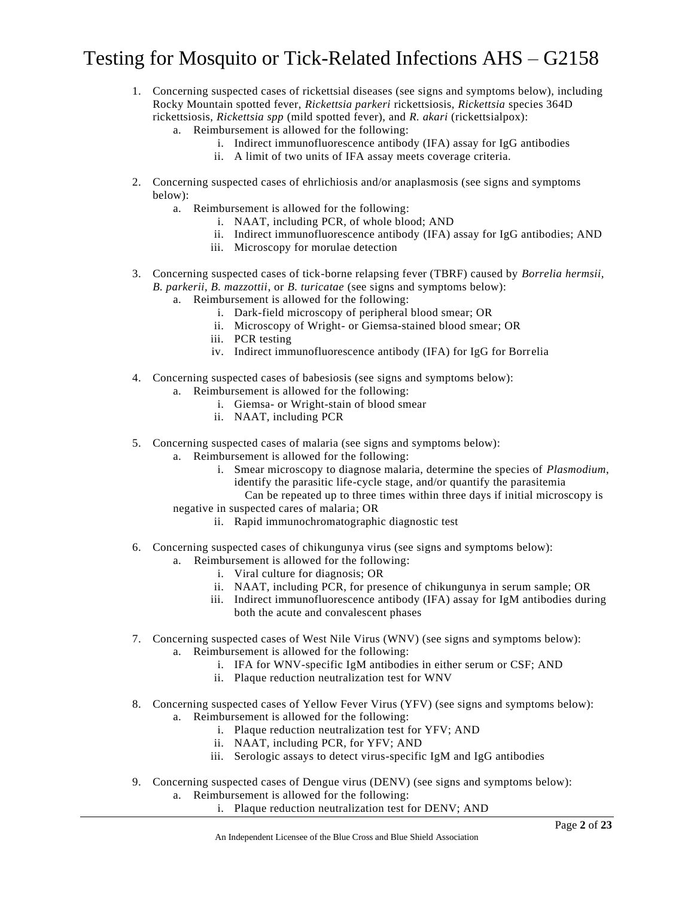1. Concerning suspected cases of rickettsial diseases (see signs and symptoms below), including Rocky Mountain spotted fever, *Rickettsia parkeri* rickettsiosis, *Rickettsia* species 364D rickettsiosis, *Rickettsia spp* (mild spotted fever), and *R. akari* (rickettsialpox):
   a. Reimbursement is allowed for the following:
      i. Indirect immunofluorescence antibody (IFA) assay for IgG antibodies
      ii. A limit of two units of IFA assay meets coverage criteria.

2. Concerning suspected cases of ehrlichiosis and/or anaplasmosis (see signs and symptoms below):
   a. Reimbursement is allowed for the following:
      i. NAAT, including PCR, of whole blood; AND
      ii. Indirect immunofluorescence antibody (IFA) assay for IgG antibodies; AND
      iii. Microscopy for morulae detection

3. Concerning suspected cases of tick-borne relapsing fever (TBRF) caused by *Borrelia hermsii*, *B. parkerii*, *B. mazzottii*, or *B. turicatae* (see signs and symptoms below):
   a. Reimbursement is allowed for the following:
      i. Dark-field microscopy of peripheral blood smear; OR
      ii. Microscopy of Wright- or Giemsa-stained blood smear; OR
      iii. PCR testing
      iv. Indirect immunofluorescence antibody (IFA) for IgG for Borrelia

4. Concerning suspected cases of babesiosis (see signs and symptoms below):
   a. Reimbursement is allowed for the following:
      i. Giemsa- or Wright-stain of blood smear
      ii. NAAT, including PCR

5. Concerning suspected cases of malaria (see signs and symptoms below):
   a. Reimbursement is allowed for the following:
      i. Smear microscopy to diagnose malaria, determine the species of *Plasmodium*, identify the parasitic life-cycle stage, and/or quantify the parasitemia
         Can be repeated up to three times within three days if initial microscopy is negative in suspected cares of malaria; OR
      ii. Rapid immunochromatographic diagnostic test

6. Concerning suspected cases of chikungunya virus (see signs and symptoms below):
   a. Reimbursement is allowed for the following:
      i. Viral culture for diagnosis; OR
      ii. NAAT, including PCR, for presence of chikungunya in serum sample; OR
      iii. Indirect immunofluorescence antibody (IFA) assay for IgM antibodies during both the acute and convalescent phases

7. Concerning suspected cases of West Nile Virus (WNV) (see signs and symptoms below):
   a. Reimbursement is allowed for the following:
      i. IFA for WNV-specific IgM antibodies in either serum or CSF; AND
      ii. Plaque reduction neutralization test for WNV

8. Concerning suspected cases of Yellow Fever Virus (YFV) (see signs and symptoms below):
   a. Reimbursement is allowed for the following:
      i. Plaque reduction neutralization test for YFV; AND
      ii. NAAT, including PCR, for YFV; AND
      iii. Serologic assays to detect virus-specific IgM and IgG antibodies

9. Concerning suspected cases of Dengue virus (DENV) (see signs and symptoms below):
   a. Reimbursement is allowed for the following:
      i. Plaque reduction neutralization test for DENV; AND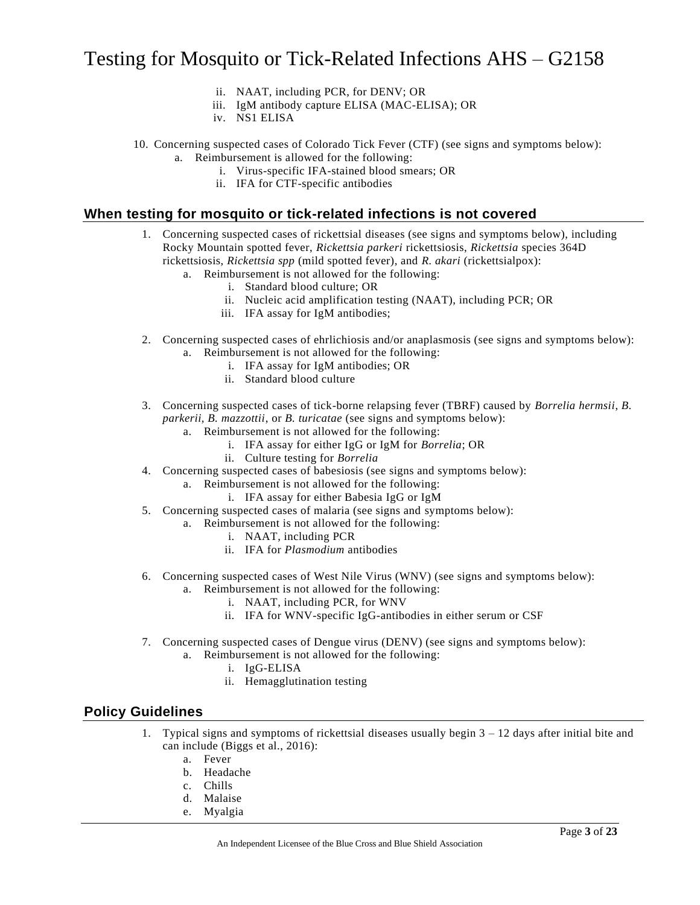ii. NAAT, including PCR, for DENV; OR
iii. IgM antibody capture ELISA (MAC-ELISA); OR
iv. NS1 ELISA

10. Concerning suspected cases of Colorado Tick Fever (CTF) (see signs and symptoms below):
    a. Reimbursement is allowed for the following:
        i. Virus-specific IFA-stained blood smears; OR
        ii. IFA for CTF-specific antibodies

## When testing for mosquito or tick-related infections is not covered

1. Concerning suspected cases of rickettsial diseases (see signs and symptoms below), including Rocky Mountain spotted fever, *Rickettsia parkeri* rickettsiosis, *Rickettsia* species 364D rickettsiosis, *Rickettsia spp* (mild spotted fever), and *R. akari* (rickettsialpox):
    a. Reimbursement is not allowed for the following:
        i. Standard blood culture; OR
        ii. Nucleic acid amplification testing (NAAT), including PCR; OR
        iii. IFA assay for IgM antibodies;

2. Concerning suspected cases of ehrlichiosis and/or anaplasmosis (see signs and symptoms below):
    a. Reimbursement is not allowed for the following:
        i. IFA assay for IgM antibodies; OR
        ii. Standard blood culture

3. Concerning suspected cases of tick-borne relapsing fever (TBRF) caused by *Borrelia hermsii*, *B. parkerii*, *B. mazzottii*, or *B. turicatae* (see signs and symptoms below):
    a. Reimbursement is not allowed for the following:
        i. IFA assay for either IgG or IgM for *Borrelia*; OR
        ii. Culture testing for *Borrelia*
4. Concerning suspected cases of babesiosis (see signs and symptoms below):
    a. Reimbursement is not allowed for the following:
        i. IFA assay for either Babesia IgG or IgM
5. Concerning suspected cases of malaria (see signs and symptoms below):
    a. Reimbursement is not allowed for the following:
        i. NAAT, including PCR
        ii. IFA for *Plasmodium* antibodies

6. Concerning suspected cases of West Nile Virus (WNV) (see signs and symptoms below):
    a. Reimbursement is not allowed for the following:
        i. NAAT, including PCR, for WNV
        ii. IFA for WNV-specific IgG-antibodies in either serum or CSF

7. Concerning suspected cases of Dengue virus (DENV) (see signs and symptoms below):
    a. Reimbursement is not allowed for the following:
        i. IgG-ELISA
        ii. Hemagglutination testing

## Policy Guidelines

1. Typical signs and symptoms of rickettsial diseases usually begin 3 – 12 days after initial bite and can include (Biggs et al., 2016):
    a. Fever
    b. Headache
    c. Chills
    d. Malaise
    e. Myalgia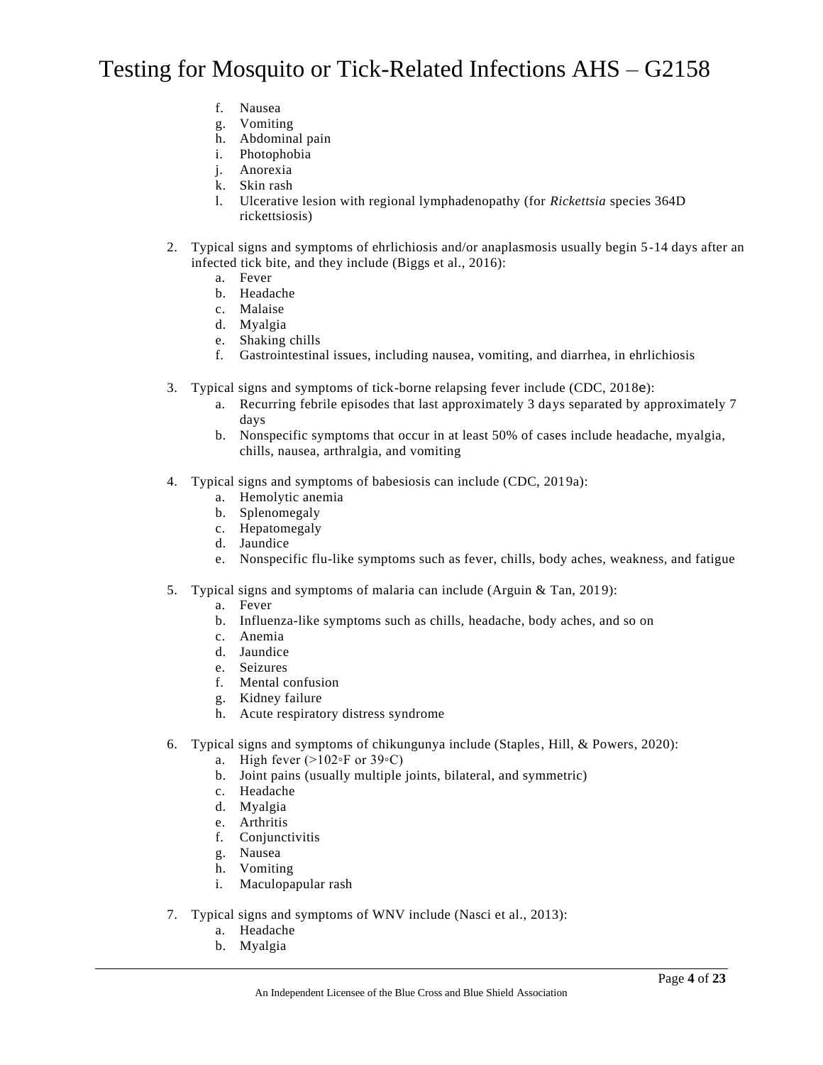f. Nausea
   g. Vomiting
   h. Abdominal pain
   i. Photophobia
   j. Anorexia
   k. Skin rash
   l. Ulcerative lesion with regional lymphadenopathy (for *Rickettsia* species 364D rickettsiosis)

2. Typical signs and symptoms of ehrlichiosis and/or anaplasmosis usually begin 5-14 days after an infected tick bite, and they include (Biggs et al., 2016):
   a. Fever
   b. Headache
   c. Malaise
   d. Myalgia
   e. Shaking chills
   f. Gastrointestinal issues, including nausea, vomiting, and diarrhea, in ehrlichiosis

3. Typical signs and symptoms of tick-borne relapsing fever include (CDC, 2018e):
   a. Recurring febrile episodes that last approximately 3 days separated by approximately 7 days
   b. Nonspecific symptoms that occur in at least 50% of cases include headache, myalgia, chills, nausea, arthralgia, and vomiting

4. Typical signs and symptoms of babesiosis can include (CDC, 2019a):
   a. Hemolytic anemia
   b. Splenomegaly
   c. Hepatomegaly
   d. Jaundice
   e. Nonspecific flu-like symptoms such as fever, chills, body aches, weakness, and fatigue

5. Typical signs and symptoms of malaria can include (Arguin & Tan, 2019):
   a. Fever
   b. Influenza-like symptoms such as chills, headache, body aches, and so on
   c. Anemia
   d. Jaundice
   e. Seizures
   f. Mental confusion
   g. Kidney failure
   h. Acute respiratory distress syndrome

6. Typical signs and symptoms of chikungunya include (Staples, Hill, & Powers, 2020):
   a. High fever (>102◦F or 39◦C)
   b. Joint pains (usually multiple joints, bilateral, and symmetric)
   c. Headache
   d. Myalgia
   e. Arthritis
   f. Conjunctivitis
   g. Nausea
   h. Vomiting
   i. Maculopapular rash

7. Typical signs and symptoms of WNV include (Nasci et al., 2013):
   a. Headache
   b. Myalgia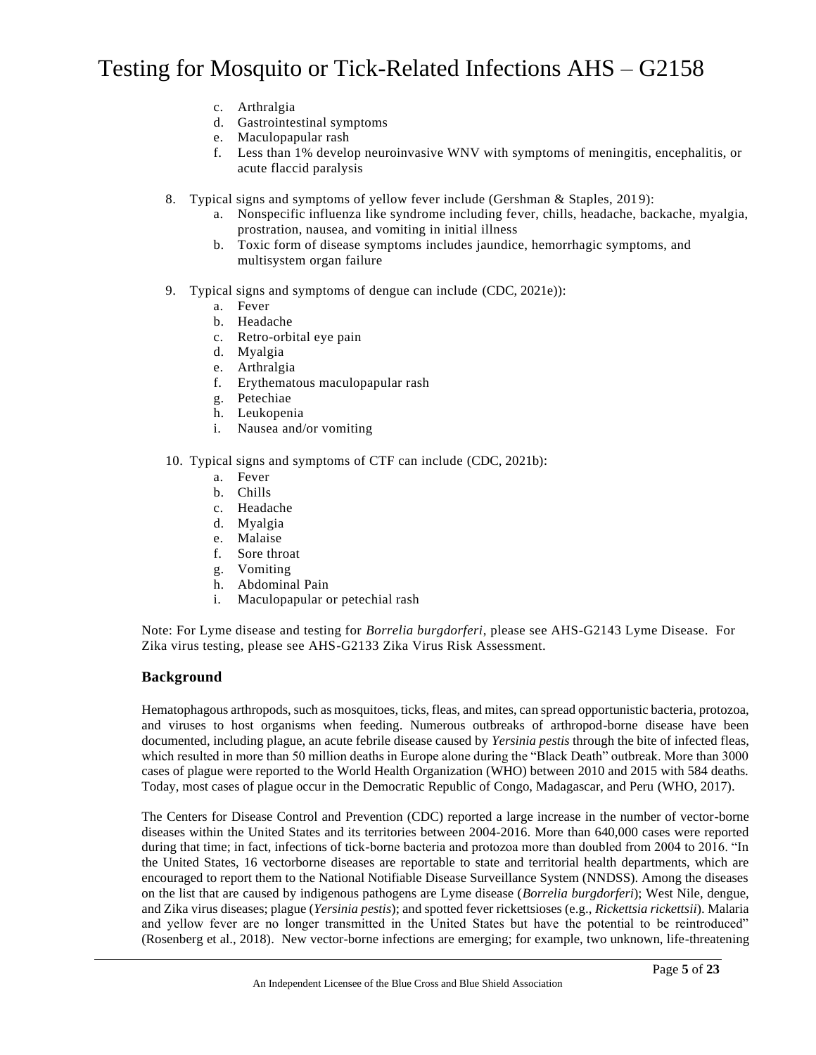c. Arthralgia
   d. Gastrointestinal symptoms
   e. Maculopapular rash
   f. Less than 1% develop neuroinvasive WNV with symptoms of meningitis, encephalitis, or acute flaccid paralysis

8. Typical signs and symptoms of yellow fever include (Gershman & Staples, 2019):
   a. Nonspecific influenza like syndrome including fever, chills, headache, backache, myalgia, prostration, nausea, and vomiting in initial illness
   b. Toxic form of disease symptoms includes jaundice, hemorrhagic symptoms, and multisystem organ failure

9. Typical signs and symptoms of dengue can include (CDC, 2021e)):
   a. Fever
   b. Headache
   c. Retro-orbital eye pain
   d. Myalgia
   e. Arthralgia
   f. Erythematous maculopapular rash
   g. Petechiae
   h. Leukopenia
   i. Nausea and/or vomiting

10. Typical signs and symptoms of CTF can include (CDC, 2021b):
    a. Fever
    b. Chills
    c. Headache
    d. Myalgia
    e. Malaise
    f. Sore throat
    g. Vomiting
    h. Abdominal Pain
    i. Maculopapular or petechial rash

Note: For Lyme disease and testing for *Borrelia burgdorferi*, please see AHS-G2143 Lyme Disease. For Zika virus testing, please see AHS-G2133 Zika Virus Risk Assessment.

## Background

Hematophagous arthropods, such as mosquitoes, ticks, fleas, and mites, can spread opportunistic bacteria, protozoa, and viruses to host organisms when feeding. Numerous outbreaks of arthropod-borne disease have been documented, including plague, an acute febrile disease caused by *Yersinia pestis* through the bite of infected fleas, which resulted in more than 50 million deaths in Europe alone during the "Black Death" outbreak. More than 3000 cases of plague were reported to the World Health Organization (WHO) between 2010 and 2015 with 584 deaths. Today, most cases of plague occur in the Democratic Republic of Congo, Madagascar, and Peru (WHO, 2017).

The Centers for Disease Control and Prevention (CDC) reported a large increase in the number of vector-borne diseases within the United States and its territories between 2004-2016. More than 640,000 cases were reported during that time; in fact, infections of tick-borne bacteria and protozoa more than doubled from 2004 to 2016. "In the United States, 16 vectorborne diseases are reportable to state and territorial health departments, which are encouraged to report them to the National Notifiable Disease Surveillance System (NNDSS). Among the diseases on the list that are caused by indigenous pathogens are Lyme disease (*Borrelia burgdorferi*); West Nile, dengue, and Zika virus diseases; plague (*Yersinia pestis*); and spotted fever rickettsioses (e.g., *Rickettsia rickettsii*). Malaria and yellow fever are no longer transmitted in the United States but have the potential to be reintroduced" (Rosenberg et al., 2018). New vector-borne infections are emerging; for example, two unknown, life-threatening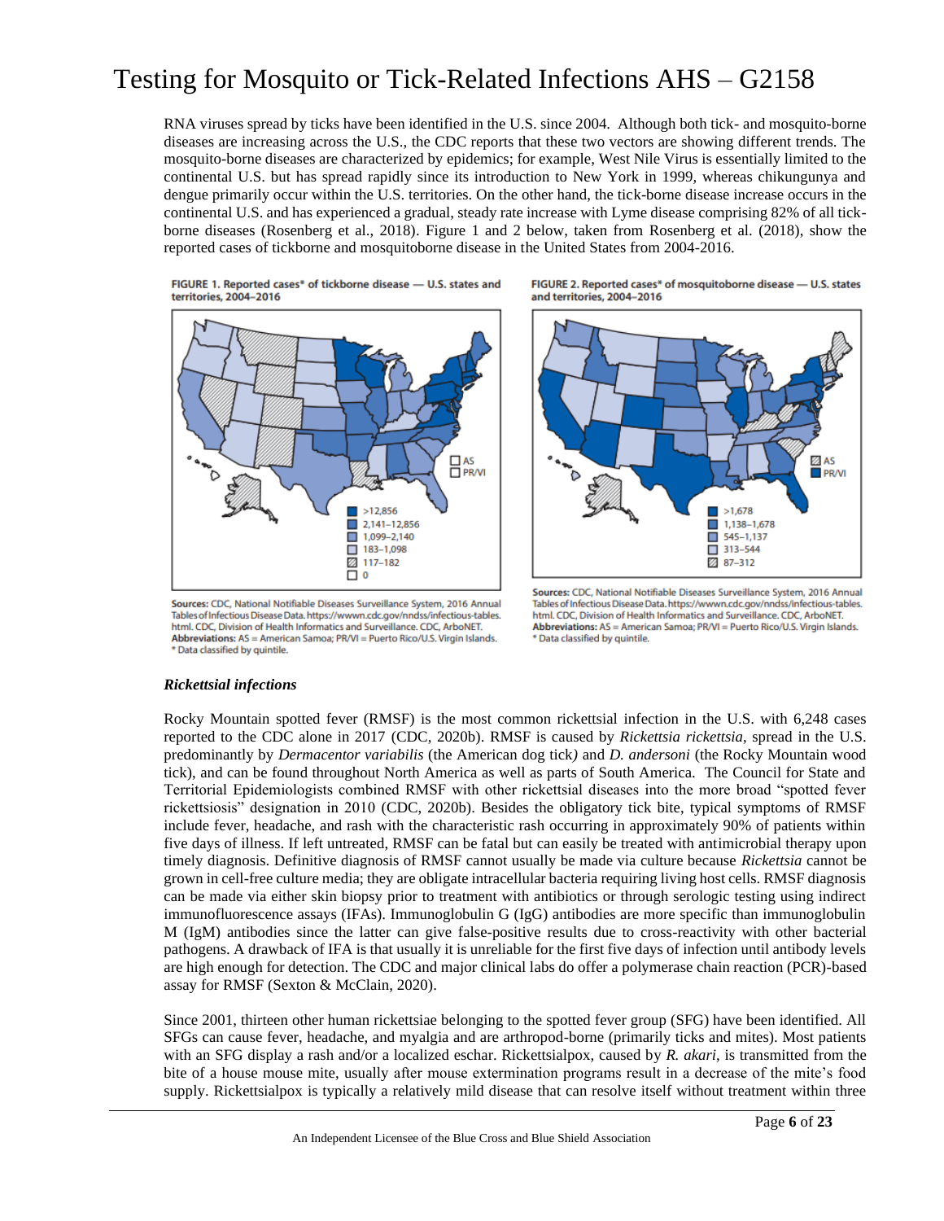RNA viruses spread by ticks have been identified in the U.S. since 2004. Although both tick- and mosquito-borne diseases are increasing across the U.S., the CDC reports that these two vectors are showing different trends. The mosquito-borne diseases are characterized by epidemics; for example, West Nile Virus is essentially limited to the continental U.S. but has spread rapidly since its introduction to New York in 1999, whereas chikungunya and dengue primarily occur within the U.S. territories. On the other hand, the tick-borne disease increase occurs in the continental U.S. and has experienced a gradual, steady rate increase with Lyme disease comprising 82% of all tick-borne diseases (Rosenberg et al., 2018). Figure 1 and 2 below, taken from Rosenberg et al. (2018), show the reported cases of tickborne and mosquitoborne disease in the United States from 2004-2016.

**FIGURE 1. Reported cases\* of tickborne disease — U.S. states and territories, 2004–2016**

AS
PR/VI

>12,856
2,141–12,856
1,099–2,140
183–1,098
117–182
0

**Sources:** CDC, National Notifiable Diseases Surveillance System, 2016 Annual Tables of Infectious Disease Data. https://wwwn.cdc.gov/nndss/infectious-tables.html. CDC, Division of Health Informatics and Surveillance. CDC, ArboNET.
**Abbreviations:** AS = American Samoa; PR/VI = Puerto Rico/U.S. Virgin Islands.
\* Data classified by quintile.

**FIGURE 2. Reported cases\* of mosquitoborne disease — U.S. states and territories, 2004–2016**

AS
PR/VI

>1,678
1,138–1,678
545–1,137
313–544
87–312

**Sources:** CDC, National Notifiable Diseases Surveillance System, 2016 Annual Tables of Infectious Disease Data. https://wwwn.cdc.gov/nndss/infectious-tables.html. CDC, Division of Health Informatics and Surveillance. CDC, ArboNET.
**Abbreviations:** AS = American Samoa; PR/VI = Puerto Rico/U.S. Virgin Islands.
\* Data classified by quintile.

### *Rickettsial infections*

Rocky Mountain spotted fever (RMSF) is the most common rickettsial infection in the U.S. with 6,248 cases reported to the CDC alone in 2017 (CDC, 2020b). RMSF is caused by *Rickettsia rickettsia*, spread in the U.S. predominantly by *Dermacentor variabilis* (the American dog tick*)* and *D. andersoni* (the Rocky Mountain wood tick), and can be found throughout North America as well as parts of South America. The Council for State and Territorial Epidemiologists combined RMSF with other rickettsial diseases into the more broad "spotted fever rickettsiosis" designation in 2010 (CDC, 2020b). Besides the obligatory tick bite, typical symptoms of RMSF include fever, headache, and rash with the characteristic rash occurring in approximately 90% of patients within five days of illness. If left untreated, RMSF can be fatal but can easily be treated with antimicrobial therapy upon timely diagnosis. Definitive diagnosis of RMSF cannot usually be made via culture because *Rickettsia* cannot be grown in cell-free culture media; they are obligate intracellular bacteria requiring living host cells. RMSF diagnosis can be made via either skin biopsy prior to treatment with antibiotics or through serologic testing using indirect immunofluorescence assays (IFAs). Immunoglobulin G (IgG) antibodies are more specific than immunoglobulin M (IgM) antibodies since the latter can give false-positive results due to cross-reactivity with other bacterial pathogens. A drawback of IFA is that usually it is unreliable for the first five days of infection until antibody levels are high enough for detection. The CDC and major clinical labs do offer a polymerase chain reaction (PCR)-based assay for RMSF (Sexton & McClain, 2020).

Since 2001, thirteen other human rickettsiae belonging to the spotted fever group (SFG) have been identified. All SFGs can cause fever, headache, and myalgia and are arthropod-borne (primarily ticks and mites). Most patients with an SFG display a rash and/or a localized eschar. Rickettsialpox, caused by *R. akari*, is transmitted from the bite of a house mouse mite, usually after mouse extermination programs result in a decrease of the mite's food supply. Rickettsialpox is typically a relatively mild disease that can resolve itself without treatment within three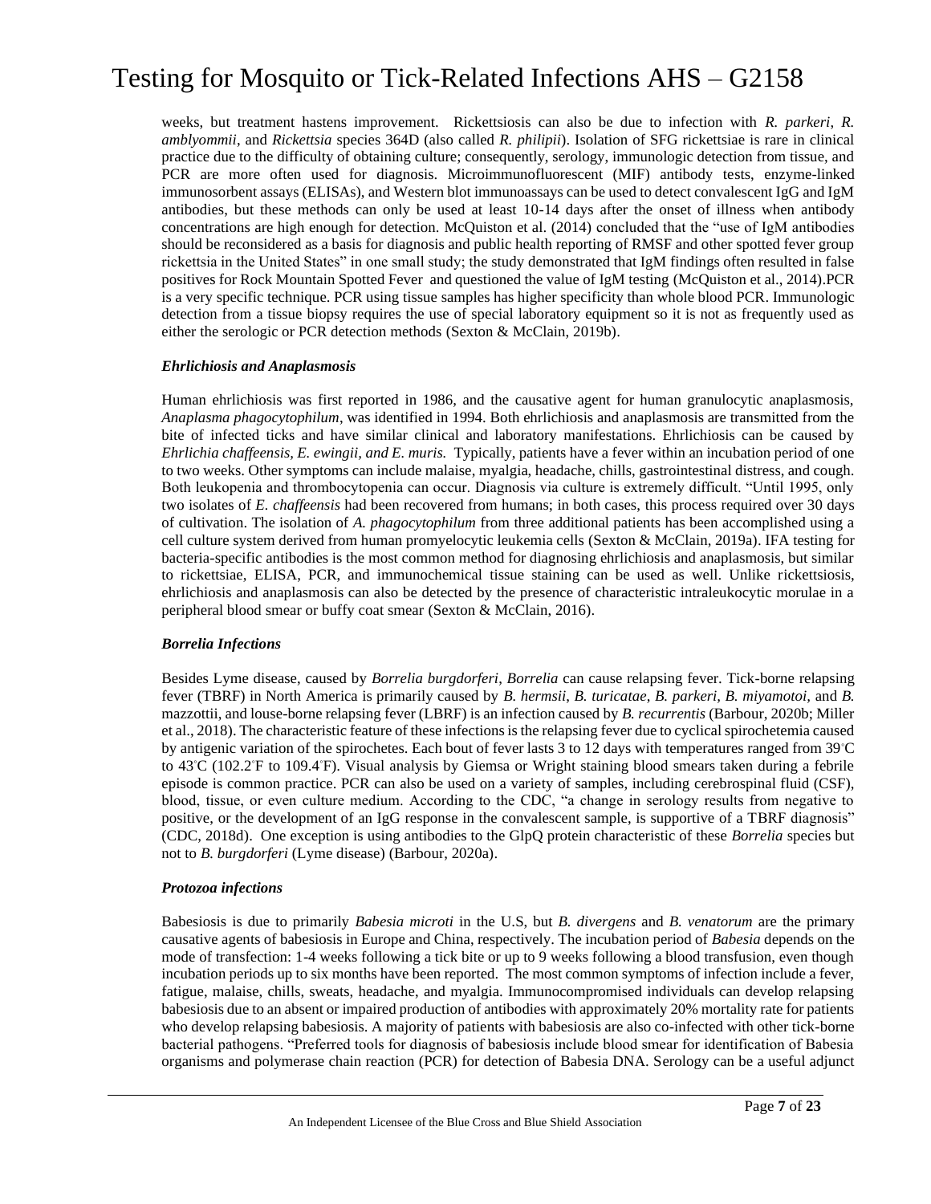weeks, but treatment hastens improvement. Rickettsiosis can also be due to infection with *R. parkeri*, *R. amblyommii*, and *Rickettsia* species 364D (also called *R. philipii*). Isolation of SFG rickettsiae is rare in clinical practice due to the difficulty of obtaining culture; consequently, serology, immunologic detection from tissue, and PCR are more often used for diagnosis. Microimmunofluorescent (MIF) antibody tests, enzyme-linked immunosorbent assays (ELISAs), and Western blot immunoassays can be used to detect convalescent IgG and IgM antibodies, but these methods can only be used at least 10-14 days after the onset of illness when antibody concentrations are high enough for detection. McQuiston et al. (2014) concluded that the "use of IgM antibodies should be reconsidered as a basis for diagnosis and public health reporting of RMSF and other spotted fever group rickettsia in the United States" in one small study; the study demonstrated that IgM findings often resulted in false positives for Rock Mountain Spotted Fever and questioned the value of IgM testing (McQuiston et al., 2014).PCR is a very specific technique. PCR using tissue samples has higher specificity than whole blood PCR. Immunologic detection from a tissue biopsy requires the use of special laboratory equipment so it is not as frequently used as either the serologic or PCR detection methods (Sexton & McClain, 2019b).

### *Ehrlichiosis and Anaplasmosis*

Human ehrlichiosis was first reported in 1986, and the causative agent for human granulocytic anaplasmosis, *Anaplasma phagocytophilum*, was identified in 1994. Both ehrlichiosis and anaplasmosis are transmitted from the bite of infected ticks and have similar clinical and laboratory manifestations. Ehrlichiosis can be caused by *Ehrlichia chaffeensis, E. ewingii, and E. muris.* Typically, patients have a fever within an incubation period of one to two weeks. Other symptoms can include malaise, myalgia, headache, chills, gastrointestinal distress, and cough. Both leukopenia and thrombocytopenia can occur. Diagnosis via culture is extremely difficult. "Until 1995, only two isolates of *E. chaffeensis* had been recovered from humans; in both cases, this process required over 30 days of cultivation. The isolation of *A. phagocytophilum* from three additional patients has been accomplished using a cell culture system derived from human promyelocytic leukemia cells (Sexton & McClain, 2019a). IFA testing for bacteria-specific antibodies is the most common method for diagnosing ehrlichiosis and anaplasmosis, but similar to rickettsiae, ELISA, PCR, and immunochemical tissue staining can be used as well. Unlike rickettsiosis, ehrlichiosis and anaplasmosis can also be detected by the presence of characteristic intraleukocytic morulae in a peripheral blood smear or buffy coat smear (Sexton & McClain, 2016).

### *Borrelia Infections*

Besides Lyme disease, caused by *Borrelia burgdorferi*, *Borrelia* can cause relapsing fever. Tick-borne relapsing fever (TBRF) in North America is primarily caused by *B. hermsii*, *B. turicatae*, *B. parkeri, B. miyamotoi,* and *B.* mazzottii, and louse-borne relapsing fever (LBRF) is an infection caused by *B. recurrentis* (Barbour, 2020b; Miller et al., 2018). The characteristic feature of these infections is the relapsing fever due to cyclical spirochetemia caused by antigenic variation of the spirochetes. Each bout of fever lasts 3 to 12 days with temperatures ranged from 39°C to 43°C (102.2°F to 109.4°F). Visual analysis by Giemsa or Wright staining blood smears taken during a febrile episode is common practice. PCR can also be used on a variety of samples, including cerebrospinal fluid (CSF), blood, tissue, or even culture medium. According to the CDC, "a change in serology results from negative to positive, or the development of an IgG response in the convalescent sample, is supportive of a TBRF diagnosis" (CDC, 2018d). One exception is using antibodies to the GlpQ protein characteristic of these *Borrelia* species but not to *B. burgdorferi* (Lyme disease) (Barbour, 2020a).

### *Protozoa infections*

Babesiosis is due to primarily *Babesia microti* in the U.S, but *B. divergens* and *B. venatorum* are the primary causative agents of babesiosis in Europe and China, respectively. The incubation period of *Babesia* depends on the mode of transfection: 1-4 weeks following a tick bite or up to 9 weeks following a blood transfusion, even though incubation periods up to six months have been reported. The most common symptoms of infection include a fever, fatigue, malaise, chills, sweats, headache, and myalgia. Immunocompromised individuals can develop relapsing babesiosis due to an absent or impaired production of antibodies with approximately 20% mortality rate for patients who develop relapsing babesiosis. A majority of patients with babesiosis are also co-infected with other tick-borne bacterial pathogens. "Preferred tools for diagnosis of babesiosis include blood smear for identification of Babesia organisms and polymerase chain reaction (PCR) for detection of Babesia DNA. Serology can be a useful adjunct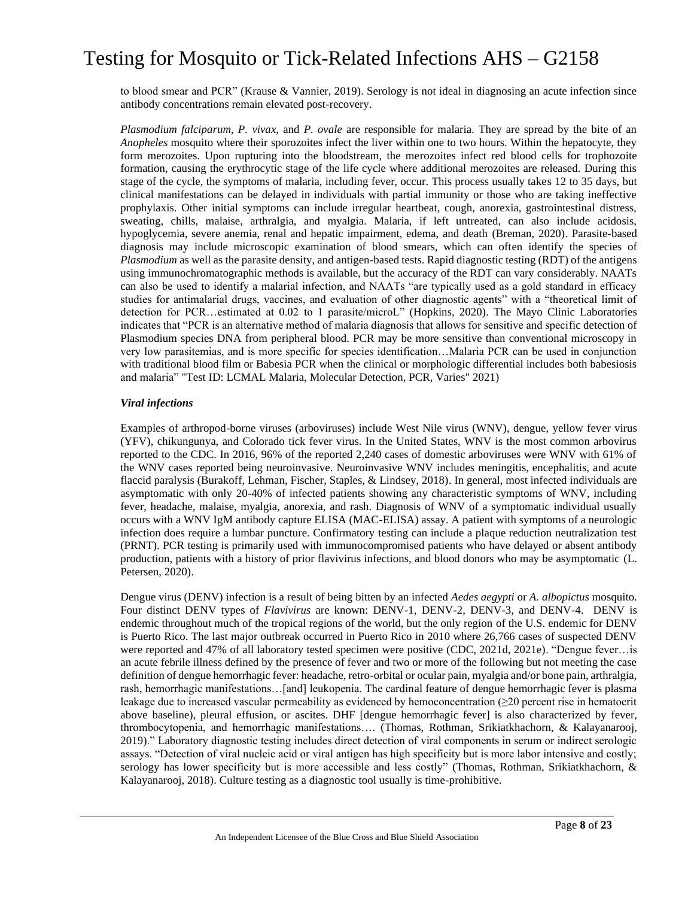to blood smear and PCR" (Krause & Vannier, 2019). Serology is not ideal in diagnosing an acute infection since antibody concentrations remain elevated post-recovery.

*Plasmodium falciparum, P. vivax,* and *P. ovale* are responsible for malaria. They are spread by the bite of an *Anopheles* mosquito where their sporozoites infect the liver within one to two hours. Within the hepatocyte, they form merozoites. Upon rupturing into the bloodstream, the merozoites infect red blood cells for trophozoite formation, causing the erythrocytic stage of the life cycle where additional merozoites are released. During this stage of the cycle, the symptoms of malaria, including fever, occur. This process usually takes 12 to 35 days, but clinical manifestations can be delayed in individuals with partial immunity or those who are taking ineffective prophylaxis. Other initial symptoms can include irregular heartbeat, cough, anorexia, gastrointestinal distress, sweating, chills, malaise, arthralgia, and myalgia. Malaria, if left untreated, can also include acidosis, hypoglycemia, severe anemia, renal and hepatic impairment, edema, and death (Breman, 2020). Parasite-based diagnosis may include microscopic examination of blood smears, which can often identify the species of *Plasmodium* as well as the parasite density, and antigen-based tests. Rapid diagnostic testing (RDT) of the antigens using immunochromatographic methods is available, but the accuracy of the RDT can vary considerably. NAATs can also be used to identify a malarial infection, and NAATs "are typically used as a gold standard in efficacy studies for antimalarial drugs, vaccines, and evaluation of other diagnostic agents" with a "theoretical limit of detection for PCR…estimated at 0.02 to 1 parasite/microL" (Hopkins, 2020). The Mayo Clinic Laboratories indicates that "PCR is an alternative method of malaria diagnosis that allows for sensitive and specific detection of Plasmodium species DNA from peripheral blood. PCR may be more sensitive than conventional microscopy in very low parasitemias, and is more specific for species identification…Malaria PCR can be used in conjunction with traditional blood film or Babesia PCR when the clinical or morphologic differential includes both babesiosis and malaria" "Test ID: LCMAL Malaria, Molecular Detection, PCR, Varies" 2021)

***Viral infections***

Examples of arthropod-borne viruses (arboviruses) include West Nile virus (WNV), dengue, yellow fever virus (YFV), chikungunya, and Colorado tick fever virus. In the United States, WNV is the most common arbovirus reported to the CDC. In 2016, 96% of the reported 2,240 cases of domestic arboviruses were WNV with 61% of the WNV cases reported being neuroinvasive. Neuroinvasive WNV includes meningitis, encephalitis, and acute flaccid paralysis (Burakoff, Lehman, Fischer, Staples, & Lindsey, 2018). In general, most infected individuals are asymptomatic with only 20-40% of infected patients showing any characteristic symptoms of WNV, including fever, headache, malaise, myalgia, anorexia, and rash. Diagnosis of WNV of a symptomatic individual usually occurs with a WNV IgM antibody capture ELISA (MAC-ELISA) assay. A patient with symptoms of a neurologic infection does require a lumbar puncture. Confirmatory testing can include a plaque reduction neutralization test (PRNT). PCR testing is primarily used with immunocompromised patients who have delayed or absent antibody production, patients with a history of prior flavivirus infections, and blood donors who may be asymptomatic (L. Petersen, 2020).

Dengue virus (DENV) infection is a result of being bitten by an infected *Aedes aegypti* or *A. albopictus* mosquito. Four distinct DENV types of *Flavivirus* are known: DENV-1, DENV-2, DENV-3, and DENV-4. DENV is endemic throughout much of the tropical regions of the world, but the only region of the U.S. endemic for DENV is Puerto Rico. The last major outbreak occurred in Puerto Rico in 2010 where 26,766 cases of suspected DENV were reported and 47% of all laboratory tested specimen were positive (CDC, 2021d, 2021e). "Dengue fever…is an acute febrile illness defined by the presence of fever and two or more of the following but not meeting the case definition of dengue hemorrhagic fever: headache, retro-orbital or ocular pain, myalgia and/or bone pain, arthralgia, rash, hemorrhagic manifestations…[and] leukopenia. The cardinal feature of dengue hemorrhagic fever is plasma leakage due to increased vascular permeability as evidenced by hemoconcentration (≥20 percent rise in hematocrit above baseline), pleural effusion, or ascites. DHF [dengue hemorrhagic fever] is also characterized by fever, thrombocytopenia, and hemorrhagic manifestations…. (Thomas, Rothman, Srikiatkhachorn, & Kalayanarooj, 2019)." Laboratory diagnostic testing includes direct detection of viral components in serum or indirect serologic assays. "Detection of viral nucleic acid or viral antigen has high specificity but is more labor intensive and costly; serology has lower specificity but is more accessible and less costly" (Thomas, Rothman, Srikiatkhachorn, & Kalayanarooj, 2018). Culture testing as a diagnostic tool usually is time-prohibitive.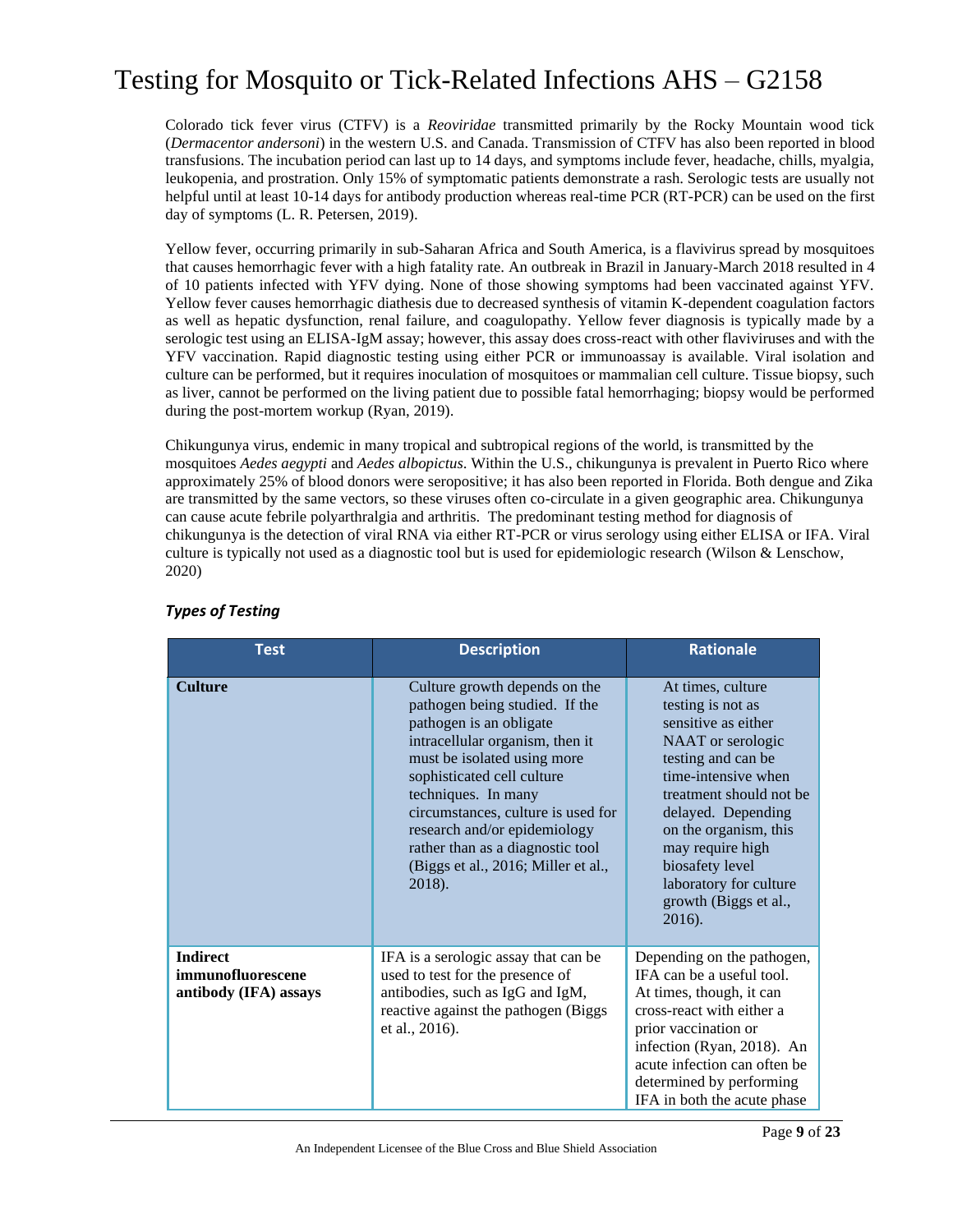Colorado tick fever virus (CTFV) is a *Reoviridae* transmitted primarily by the Rocky Mountain wood tick (*Dermacentor andersoni*) in the western U.S. and Canada. Transmission of CTFV has also been reported in blood transfusions. The incubation period can last up to 14 days, and symptoms include fever, headache, chills, myalgia, leukopenia, and prostration. Only 15% of symptomatic patients demonstrate a rash. Serologic tests are usually not helpful until at least 10-14 days for antibody production whereas real-time PCR (RT-PCR) can be used on the first day of symptoms (L. R. Petersen, 2019).

Yellow fever, occurring primarily in sub-Saharan Africa and South America, is a flavivirus spread by mosquitoes that causes hemorrhagic fever with a high fatality rate. An outbreak in Brazil in January-March 2018 resulted in 4 of 10 patients infected with YFV dying. None of those showing symptoms had been vaccinated against YFV. Yellow fever causes hemorrhagic diathesis due to decreased synthesis of vitamin K-dependent coagulation factors as well as hepatic dysfunction, renal failure, and coagulopathy. Yellow fever diagnosis is typically made by a serologic test using an ELISA-IgM assay; however, this assay does cross-react with other flaviviruses and with the YFV vaccination. Rapid diagnostic testing using either PCR or immunoassay is available. Viral isolation and culture can be performed, but it requires inoculation of mosquitoes or mammalian cell culture. Tissue biopsy, such as liver, cannot be performed on the living patient due to possible fatal hemorrhaging; biopsy would be performed during the post-mortem workup (Ryan, 2019).

Chikungunya virus, endemic in many tropical and subtropical regions of the world, is transmitted by the mosquitoes *Aedes aegypti* and *Aedes albopictus*. Within the U.S., chikungunya is prevalent in Puerto Rico where approximately 25% of blood donors were seropositive; it has also been reported in Florida. Both dengue and Zika are transmitted by the same vectors, so these viruses often co-circulate in a given geographic area. Chikungunya can cause acute febrile polyarthralgia and arthritis. The predominant testing method for diagnosis of chikungunya is the detection of viral RNA via either RT-PCR or virus serology using either ELISA or IFA. Viral culture is typically not used as a diagnostic tool but is used for epidemiologic research (Wilson & Lenschow, 2020)

### *Types of Testing*

| Test | Description | Rationale |
|---|---|---|
| **Culture** | Culture growth depends on the pathogen being studied. If the pathogen is an obligate intracellular organism, then it must be isolated using more sophisticated cell culture techniques. In many circumstances, culture is used for research and/or epidemiology rather than as a diagnostic tool (Biggs et al., 2016; Miller et al., 2018). | At times, culture testing is not as sensitive as either NAAT or serologic testing and can be time-intensive when treatment should not be delayed. Depending on the organism, this may require high biosafety level laboratory for culture growth (Biggs et al., 2016). |
| **Indirect immunofluorescene antibody (IFA) assays** | IFA is a serologic assay that can be used to test for the presence of antibodies, such as IgG and IgM, reactive against the pathogen (Biggs et al., 2016). | Depending on the pathogen, IFA can be a useful tool. At times, though, it can cross-react with either a prior vaccination or infection (Ryan, 2018). An acute infection can often be determined by performing IFA in both the acute phase |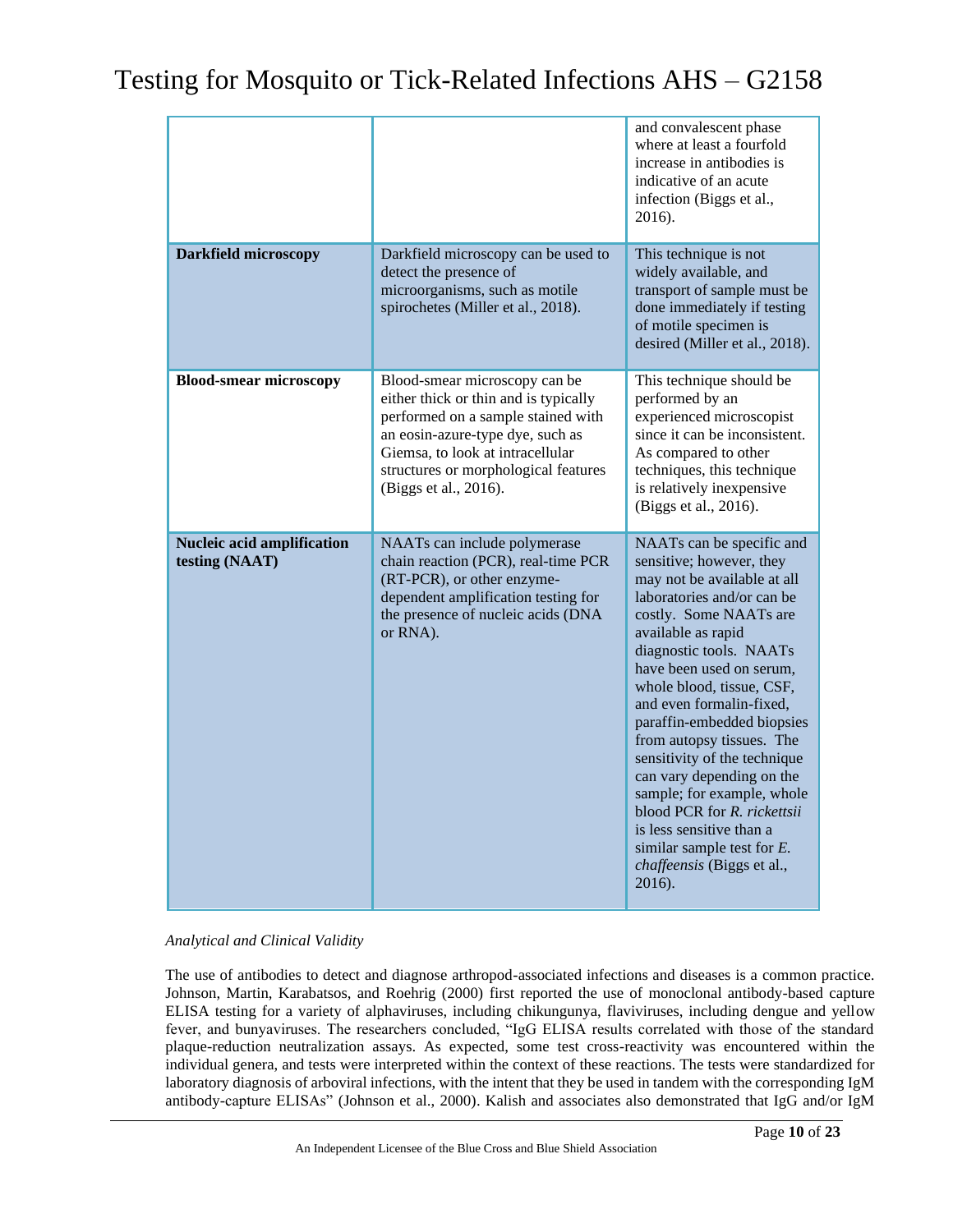| | | |
|---|---|---|
| | | and convalescent phase where at least a fourfold increase in antibodies is indicative of an acute infection (Biggs et al., 2016). |
| **Darkfield microscopy** | Darkfield microscopy can be used to detect the presence of microorganisms, such as motile spirochetes (Miller et al., 2018). | This technique is not widely available, and transport of sample must be done immediately if testing of motile specimen is desired (Miller et al., 2018). |
| **Blood-smear microscopy** | Blood-smear microscopy can be either thick or thin and is typically performed on a sample stained with an eosin-azure-type dye, such as Giemsa, to look at intracellular structures or morphological features (Biggs et al., 2016). | This technique should be performed by an experienced microscopist since it can be inconsistent. As compared to other techniques, this technique is relatively inexpensive (Biggs et al., 2016). |
| **Nucleic acid amplification testing (NAAT)** | NAATs can include polymerase chain reaction (PCR), real-time PCR (RT-PCR), or other enzyme-dependent amplification testing for the presence of nucleic acids (DNA or RNA). | NAATs can be specific and sensitive; however, they may not be available at all laboratories and/or can be costly. Some NAATs are available as rapid diagnostic tools. NAATs have been used on serum, whole blood, tissue, CSF, and even formalin-fixed, paraffin-embedded biopsies from autopsy tissues. The sensitivity of the technique can vary depending on the sample; for example, whole blood PCR for *R. rickettsii* is less sensitive than a similar sample test for *E. chaffeensis* (Biggs et al., 2016). |

*Analytical and Clinical Validity*

The use of antibodies to detect and diagnose arthropod-associated infections and diseases is a common practice. Johnson, Martin, Karabatsos, and Roehrig (2000) first reported the use of monoclonal antibody-based capture ELISA testing for a variety of alphaviruses, including chikungunya, flaviviruses, including dengue and yellow fever, and bunyaviruses. The researchers concluded, "IgG ELISA results correlated with those of the standard plaque-reduction neutralization assays. As expected, some test cross-reactivity was encountered within the individual genera, and tests were interpreted within the context of these reactions. The tests were standardized for laboratory diagnosis of arboviral infections, with the intent that they be used in tandem with the corresponding IgM antibody-capture ELISAs" (Johnson et al., 2000). Kalish and associates also demonstrated that IgG and/or IgM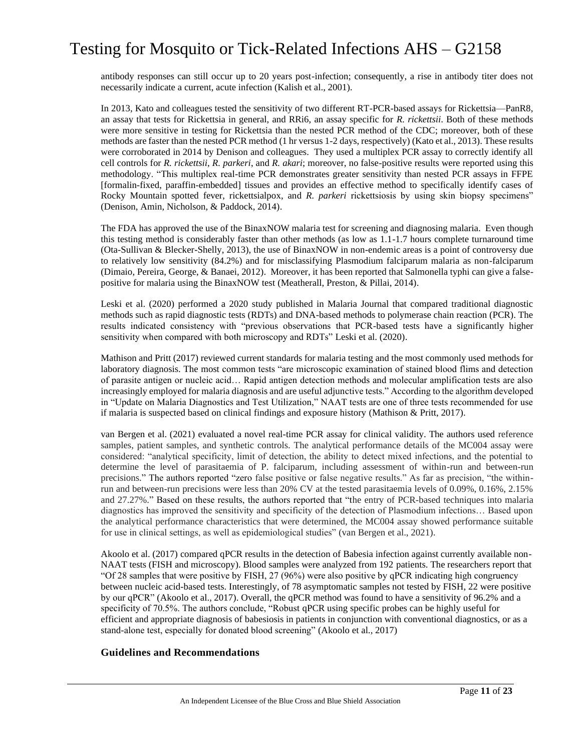antibody responses can still occur up to 20 years post-infection; consequently, a rise in antibody titer does not necessarily indicate a current, acute infection (Kalish et al., 2001).

In 2013, Kato and colleagues tested the sensitivity of two different RT-PCR-based assays for Rickettsia—PanR8, an assay that tests for Rickettsia in general, and RRi6, an assay specific for *R. rickettsii*. Both of these methods were more sensitive in testing for Rickettsia than the nested PCR method of the CDC; moreover, both of these methods are faster than the nested PCR method (1 hr versus 1-2 days, respectively) (Kato et al., 2013). These results were corroborated in 2014 by Denison and colleagues. They used a multiplex PCR assay to correctly identify all cell controls for *R. rickettsii*, *R. parkeri*, and *R. akari*; moreover, no false-positive results were reported using this methodology. "This multiplex real-time PCR demonstrates greater sensitivity than nested PCR assays in FFPE [formalin-fixed, paraffin-embedded] tissues and provides an effective method to specifically identify cases of Rocky Mountain spotted fever, rickettsialpox, and *R. parkeri* rickettsiosis by using skin biopsy specimens" (Denison, Amin, Nicholson, & Paddock, 2014).

The FDA has approved the use of the BinaxNOW malaria test for screening and diagnosing malaria. Even though this testing method is considerably faster than other methods (as low as 1.1-1.7 hours complete turnaround time (Ota-Sullivan & Blecker-Shelly, 2013), the use of BinaxNOW in non-endemic areas is a point of controversy due to relatively low sensitivity (84.2%) and for misclassifying Plasmodium falciparum malaria as non-falciparum (Dimaio, Pereira, George, & Banaei, 2012). Moreover, it has been reported that Salmonella typhi can give a false-positive for malaria using the BinaxNOW test (Meatherall, Preston, & Pillai, 2014).

Leski et al. (2020) performed a 2020 study published in Malaria Journal that compared traditional diagnostic methods such as rapid diagnostic tests (RDTs) and DNA-based methods to polymerase chain reaction (PCR). The results indicated consistency with "previous observations that PCR-based tests have a significantly higher sensitivity when compared with both microscopy and RDTs" Leski et al. (2020).

Mathison and Pritt (2017) reviewed current standards for malaria testing and the most commonly used methods for laboratory diagnosis. The most common tests "are microscopic examination of stained blood flims and detection of parasite antigen or nucleic acid… Rapid antigen detection methods and molecular amplification tests are also increasingly employed for malaria diagnosis and are useful adjunctive tests." According to the algorithm developed in "Update on Malaria Diagnostics and Test Utilization," NAAT tests are one of three tests recommended for use if malaria is suspected based on clinical findings and exposure history (Mathison & Pritt, 2017).

van Bergen et al. (2021) evaluated a novel real-time PCR assay for clinical validity. The authors used reference samples, patient samples, and synthetic controls. The analytical performance details of the MC004 assay were considered: "analytical specificity, limit of detection, the ability to detect mixed infections, and the potential to determine the level of parasitaemia of P. falciparum, including assessment of within-run and between-run precisions." The authors reported "zero false positive or false negative results." As far as precision, "the within-run and between-run precisions were less than 20% CV at the tested parasitaemia levels of 0.09%, 0.16%, 2.15% and 27.27%." Based on these results, the authors reported that "the entry of PCR-based techniques into malaria diagnostics has improved the sensitivity and specificity of the detection of Plasmodium infections… Based upon the analytical performance characteristics that were determined, the MC004 assay showed performance suitable for use in clinical settings, as well as epidemiological studies" (van Bergen et al., 2021).

Akoolo et al. (2017) compared qPCR results in the detection of Babesia infection against currently available non-NAAT tests (FISH and microscopy). Blood samples were analyzed from 192 patients. The researchers report that "Of 28 samples that were positive by FISH, 27 (96%) were also positive by qPCR indicating high congruency between nucleic acid-based tests. Interestingly, of 78 asymptomatic samples not tested by FISH, 22 were positive by our qPCR" (Akoolo et al., 2017). Overall, the qPCR method was found to have a sensitivity of 96.2% and a specificity of 70.5%. The authors conclude, "Robust qPCR using specific probes can be highly useful for efficient and appropriate diagnosis of babesiosis in patients in conjunction with conventional diagnostics, or as a stand-alone test, especially for donated blood screening" (Akoolo et al., 2017)

## Guidelines and Recommendations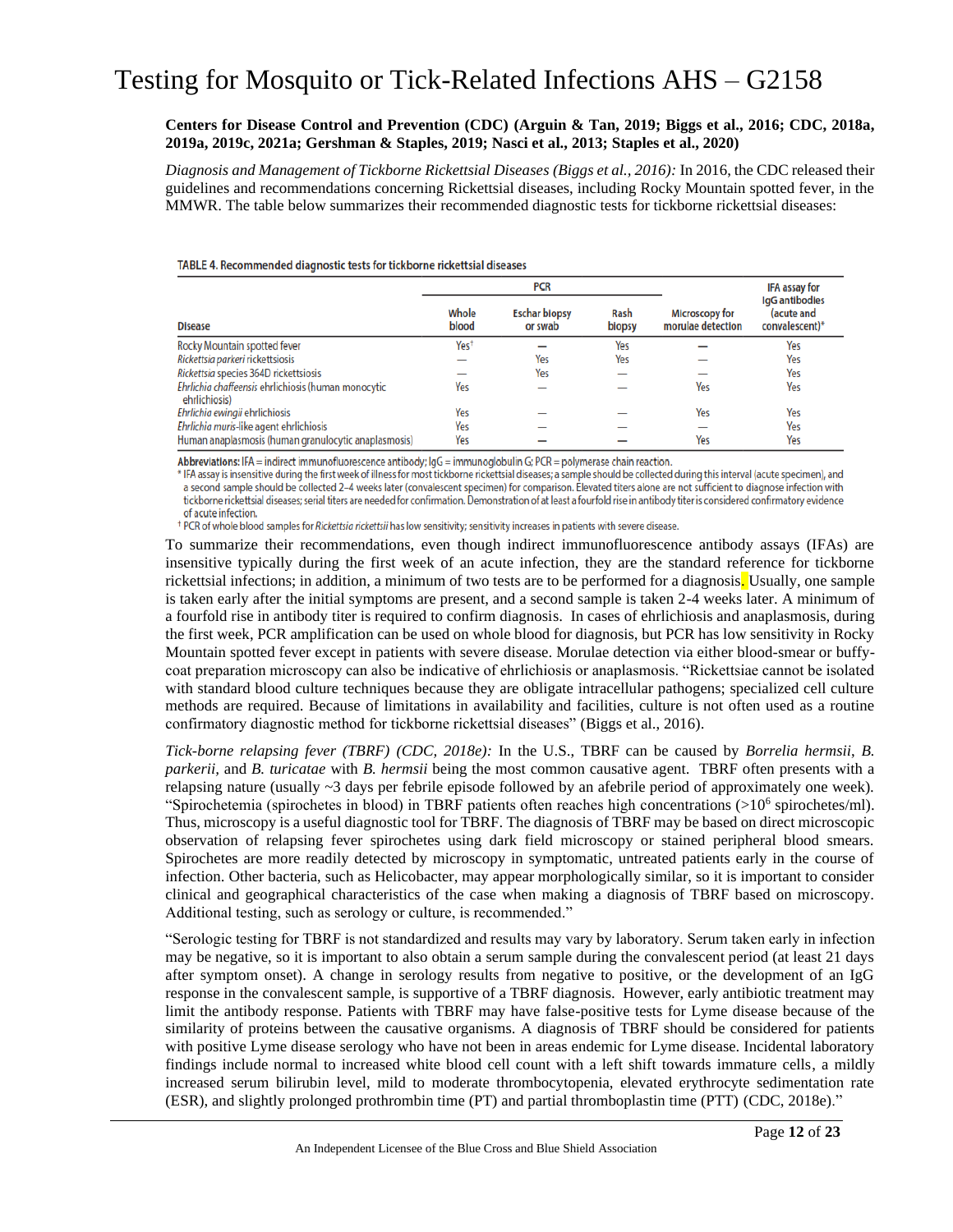**Centers for Disease Control and Prevention (CDC) (Arguin & Tan, 2019; Biggs et al., 2016; CDC, 2018a, 2019a, 2019c, 2021a; Gershman & Staples, 2019; Nasci et al., 2013; Staples et al., 2020)**

*Diagnosis and Management of Tickborne Rickettsial Diseases (Biggs et al., 2016):* In 2016, the CDC released their guidelines and recommendations concerning Rickettsial diseases, including Rocky Mountain spotted fever, in the MMWR. The table below summarizes their recommended diagnostic tests for tickborne rickettsial diseases:

**TABLE 4. Recommended diagnostic tests for tickborne rickettsial diseases**

| Disease | PCR | | | Microscopy for morulae detection | IFA assay for IgG antibodies (acute and convalescent)* |
|---|---|---|---|---|---|
| | Whole blood | Eschar biopsy or swab | Rash biopsy | | |
| Rocky Mountain spotted fever | Yes[†] | — | Yes | — | Yes |
| *Rickettsia parkeri* rickettsiosis | — | Yes | Yes | — | Yes |
| *Rickettsia* species 364D rickettsiosis | — | Yes | — | — | Yes |
| *Ehrlichia chaffeensis* ehrlichiosis (human monocytic ehrlichiosis) | Yes | — | — | Yes | Yes |
| *Ehrlichia ewingii* ehrlichiosis | Yes | — | — | Yes | Yes |
| *Ehrlichia muris*-like agent ehrlichiosis | Yes | — | — | — | Yes |
| Human anaplasmosis (human granulocytic anaplasmosis) | Yes | — | — | Yes | Yes |

**Abbreviations:** IFA = indirect immunofluorescence antibody; IgG = immunoglobulin G; PCR = polymerase chain reaction.

\* IFA assay is insensitive during the first week of illness for most tickborne rickettsial diseases; a sample should be collected during this interval (acute specimen), and a second sample should be collected 2–4 weeks later (convalescent specimen) for comparison. Elevated titers alone are not sufficient to diagnose infection with tickborne rickettsial diseases; serial titers are needed for confirmation. Demonstration of at least a fourfold rise in antibody titer is considered confirmatory evidence of acute infection.

† PCR of whole blood samples for *Rickettsia rickettsii* has low sensitivity; sensitivity increases in patients with severe disease.

To summarize their recommendations, even though indirect immunofluorescence antibody assays (IFAs) are insensitive typically during the first week of an acute infection, they are the standard reference for tickborne rickettsial infections; in addition, a minimum of two tests are to be performed for a diagnosis. Usually, one sample is taken early after the initial symptoms are present, and a second sample is taken 2-4 weeks later. A minimum of a fourfold rise in antibody titer is required to confirm diagnosis. In cases of ehrlichiosis and anaplasmosis, during the first week, PCR amplification can be used on whole blood for diagnosis, but PCR has low sensitivity in Rocky Mountain spotted fever except in patients with severe disease. Morulae detection via either blood-smear or buffy-coat preparation microscopy can also be indicative of ehrlichiosis or anaplasmosis. "Rickettsiae cannot be isolated with standard blood culture techniques because they are obligate intracellular pathogens; specialized cell culture methods are required. Because of limitations in availability and facilities, culture is not often used as a routine confirmatory diagnostic method for tickborne rickettsial diseases" (Biggs et al., 2016).

*Tick-borne relapsing fever (TBRF) (CDC, 2018e):* In the U.S., TBRF can be caused by *Borrelia hermsii*, *B. parkerii*, and *B. turicatae* with *B. hermsii* being the most common causative agent. TBRF often presents with a relapsing nature (usually ~3 days per febrile episode followed by an afebrile period of approximately one week). "Spirochetemia (spirochetes in blood) in TBRF patients often reaches high concentrations (>$10^6$ spirochetes/ml). Thus, microscopy is a useful diagnostic tool for TBRF. The diagnosis of TBRF may be based on direct microscopic observation of relapsing fever spirochetes using dark field microscopy or stained peripheral blood smears. Spirochetes are more readily detected by microscopy in symptomatic, untreated patients early in the course of infection. Other bacteria, such as Helicobacter, may appear morphologically similar, so it is important to consider clinical and geographical characteristics of the case when making a diagnosis of TBRF based on microscopy. Additional testing, such as serology or culture, is recommended."

"Serologic testing for TBRF is not standardized and results may vary by laboratory. Serum taken early in infection may be negative, so it is important to also obtain a serum sample during the convalescent period (at least 21 days after symptom onset). A change in serology results from negative to positive, or the development of an IgG response in the convalescent sample, is supportive of a TBRF diagnosis. However, early antibiotic treatment may limit the antibody response. Patients with TBRF may have false-positive tests for Lyme disease because of the similarity of proteins between the causative organisms. A diagnosis of TBRF should be considered for patients with positive Lyme disease serology who have not been in areas endemic for Lyme disease. Incidental laboratory findings include normal to increased white blood cell count with a left shift towards immature cells, a mildly increased serum bilirubin level, mild to moderate thrombocytopenia, elevated erythrocyte sedimentation rate (ESR), and slightly prolonged prothrombin time (PT) and partial thromboplastin time (PTT) (CDC, 2018e)."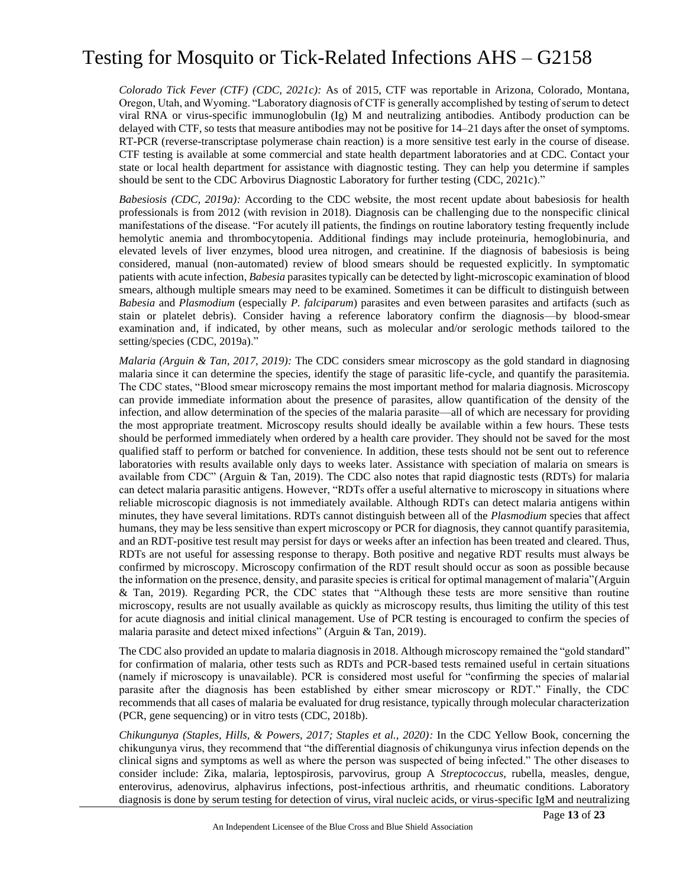*Colorado Tick Fever (CTF) (CDC, 2021c):* As of 2015, CTF was reportable in Arizona, Colorado, Montana, Oregon, Utah, and Wyoming. "Laboratory diagnosis of CTF is generally accomplished by testing of serum to detect viral RNA or virus-specific immunoglobulin (Ig) M and neutralizing antibodies. Antibody production can be delayed with CTF, so tests that measure antibodies may not be positive for 14–21 days after the onset of symptoms. RT-PCR (reverse-transcriptase polymerase chain reaction) is a more sensitive test early in the course of disease. CTF testing is available at some commercial and state health department laboratories and at CDC. Contact your state or local health department for assistance with diagnostic testing. They can help you determine if samples should be sent to the CDC Arbovirus Diagnostic Laboratory for further testing (CDC, 2021c)."

*Babesiosis (CDC, 2019a):* According to the CDC website, the most recent update about babesiosis for health professionals is from 2012 (with revision in 2018). Diagnosis can be challenging due to the nonspecific clinical manifestations of the disease. "For acutely ill patients, the findings on routine laboratory testing frequently include hemolytic anemia and thrombocytopenia. Additional findings may include proteinuria, hemoglobinuria, and elevated levels of liver enzymes, blood urea nitrogen, and creatinine. If the diagnosis of babesiosis is being considered, manual (non-automated) review of blood smears should be requested explicitly. In symptomatic patients with acute infection, *Babesia* parasites typically can be detected by light-microscopic examination of blood smears, although multiple smears may need to be examined. Sometimes it can be difficult to distinguish between *Babesia* and *Plasmodium* (especially *P. falciparum*) parasites and even between parasites and artifacts (such as stain or platelet debris). Consider having a reference laboratory confirm the diagnosis—by blood-smear examination and, if indicated, by other means, such as molecular and/or serologic methods tailored to the setting/species (CDC, 2019a)."

*Malaria (Arguin & Tan, 2017, 2019):* The CDC considers smear microscopy as the gold standard in diagnosing malaria since it can determine the species, identify the stage of parasitic life-cycle, and quantify the parasitemia. The CDC states, "Blood smear microscopy remains the most important method for malaria diagnosis. Microscopy can provide immediate information about the presence of parasites, allow quantification of the density of the infection, and allow determination of the species of the malaria parasite—all of which are necessary for providing the most appropriate treatment. Microscopy results should ideally be available within a few hours. These tests should be performed immediately when ordered by a health care provider. They should not be saved for the most qualified staff to perform or batched for convenience. In addition, these tests should not be sent out to reference laboratories with results available only days to weeks later. Assistance with speciation of malaria on smears is available from CDC" (Arguin & Tan, 2019). The CDC also notes that rapid diagnostic tests (RDTs) for malaria can detect malaria parasitic antigens. However, "RDTs offer a useful alternative to microscopy in situations where reliable microscopic diagnosis is not immediately available. Although RDTs can detect malaria antigens within minutes, they have several limitations. RDTs cannot distinguish between all of the *Plasmodium* species that affect humans, they may be less sensitive than expert microscopy or PCR for diagnosis, they cannot quantify parasitemia, and an RDT-positive test result may persist for days or weeks after an infection has been treated and cleared. Thus, RDTs are not useful for assessing response to therapy. Both positive and negative RDT results must always be confirmed by microscopy. Microscopy confirmation of the RDT result should occur as soon as possible because the information on the presence, density, and parasite species is critical for optimal management of malaria"(Arguin & Tan, 2019). Regarding PCR, the CDC states that "Although these tests are more sensitive than routine microscopy, results are not usually available as quickly as microscopy results, thus limiting the utility of this test for acute diagnosis and initial clinical management. Use of PCR testing is encouraged to confirm the species of malaria parasite and detect mixed infections" (Arguin & Tan, 2019).

The CDC also provided an update to malaria diagnosis in 2018. Although microscopy remained the "gold standard" for confirmation of malaria, other tests such as RDTs and PCR-based tests remained useful in certain situations (namely if microscopy is unavailable). PCR is considered most useful for "confirming the species of malarial parasite after the diagnosis has been established by either smear microscopy or RDT." Finally, the CDC recommends that all cases of malaria be evaluated for drug resistance, typically through molecular characterization (PCR, gene sequencing) or in vitro tests (CDC, 2018b).

*Chikungunya (Staples, Hills, & Powers, 2017; Staples et al., 2020):* In the CDC Yellow Book, concerning the chikungunya virus, they recommend that "the differential diagnosis of chikungunya virus infection depends on the clinical signs and symptoms as well as where the person was suspected of being infected." The other diseases to consider include: Zika, malaria, leptospirosis, parvovirus, group A *Streptococcus*, rubella, measles, dengue, enterovirus, adenovirus, alphavirus infections, post-infectious arthritis, and rheumatic conditions. Laboratory diagnosis is done by serum testing for detection of virus, viral nucleic acids, or virus-specific IgM and neutralizing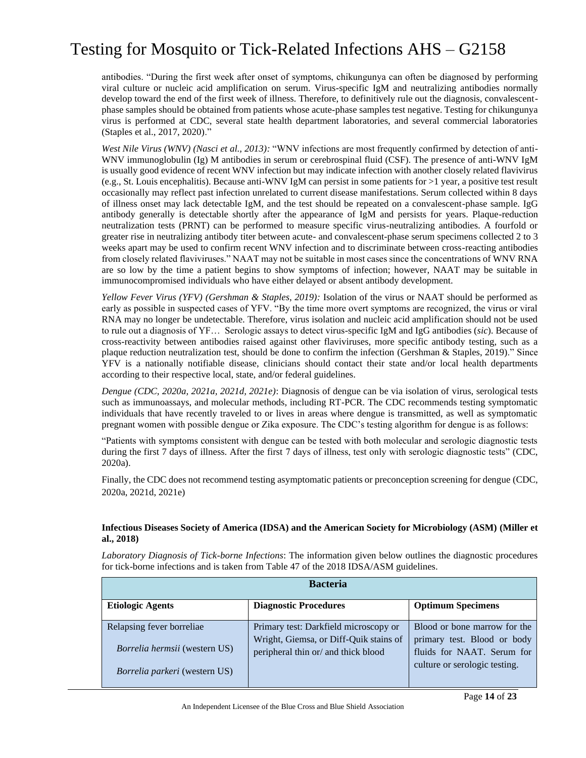antibodies. "During the first week after onset of symptoms, chikungunya can often be diagnosed by performing viral culture or nucleic acid amplification on serum. Virus-specific IgM and neutralizing antibodies normally develop toward the end of the first week of illness. Therefore, to definitively rule out the diagnosis, convalescent-phase samples should be obtained from patients whose acute-phase samples test negative. Testing for chikungunya virus is performed at CDC, several state health department laboratories, and several commercial laboratories (Staples et al., 2017, 2020)."

*West Nile Virus (WNV) (Nasci et al., 2013):* "WNV infections are most frequently confirmed by detection of anti-WNV immunoglobulin (Ig) M antibodies in serum or cerebrospinal fluid (CSF). The presence of anti-WNV IgM is usually good evidence of recent WNV infection but may indicate infection with another closely related flavivirus (e.g., St. Louis encephalitis). Because anti-WNV IgM can persist in some patients for >1 year, a positive test result occasionally may reflect past infection unrelated to current disease manifestations. Serum collected within 8 days of illness onset may lack detectable IgM, and the test should be repeated on a convalescent-phase sample. IgG antibody generally is detectable shortly after the appearance of IgM and persists for years. Plaque-reduction neutralization tests (PRNT) can be performed to measure specific virus-neutralizing antibodies. A fourfold or greater rise in neutralizing antibody titer between acute- and convalescent-phase serum specimens collected 2 to 3 weeks apart may be used to confirm recent WNV infection and to discriminate between cross-reacting antibodies from closely related flaviviruses." NAAT may not be suitable in most cases since the concentrations of WNV RNA are so low by the time a patient begins to show symptoms of infection; however, NAAT may be suitable in immunocompromised individuals who have either delayed or absent antibody development.

*Yellow Fever Virus (YFV) (Gershman & Staples, 2019):* Isolation of the virus or NAAT should be performed as early as possible in suspected cases of YFV. "By the time more overt symptoms are recognized, the virus or viral RNA may no longer be undetectable. Therefore, virus isolation and nucleic acid amplification should not be used to rule out a diagnosis of YF… Serologic assays to detect virus-specific IgM and IgG antibodies (*sic*). Because of cross-reactivity between antibodies raised against other flaviviruses, more specific antibody testing, such as a plaque reduction neutralization test, should be done to confirm the infection (Gershman & Staples, 2019)." Since YFV is a nationally notifiable disease, clinicians should contact their state and/or local health departments according to their respective local, state, and/or federal guidelines.

*Dengue (CDC, 2020a, 2021a, 2021d, 2021e)*: Diagnosis of dengue can be via isolation of virus, serological tests such as immunoassays, and molecular methods, including RT-PCR. The CDC recommends testing symptomatic individuals that have recently traveled to or lives in areas where dengue is transmitted, as well as symptomatic pregnant women with possible dengue or Zika exposure. The CDC's testing algorithm for dengue is as follows:

"Patients with symptoms consistent with dengue can be tested with both molecular and serologic diagnostic tests during the first 7 days of illness. After the first 7 days of illness, test only with serologic diagnostic tests" (CDC, 2020a).

Finally, the CDC does not recommend testing asymptomatic patients or preconception screening for dengue (CDC, 2020a, 2021d, 2021e)

**Infectious Diseases Society of America (IDSA) and the American Society for Microbiology (ASM) (Miller et al., 2018)**

*Laboratory Diagnosis of Tick-borne Infections*: The information given below outlines the diagnostic procedures for tick-borne infections and is taken from Table 47 of the 2018 IDSA/ASM guidelines.

| **Bacteria** | | |
|---|---|---|
| **Etiologic Agents** | **Diagnostic Procedures** | **Optimum Specimens** |
| Relapsing fever borreliae<br><br>*Borrelia hermsii* (western US)<br><br>*Borrelia parkeri* (western US) | Primary test: Darkfield microscopy or Wright, Giemsa, or Diff-Quik stains of peripheral thin or/ and thick blood | Blood or bone marrow for the primary test. Blood or body fluids for NAAT. Serum for culture or serologic testing. |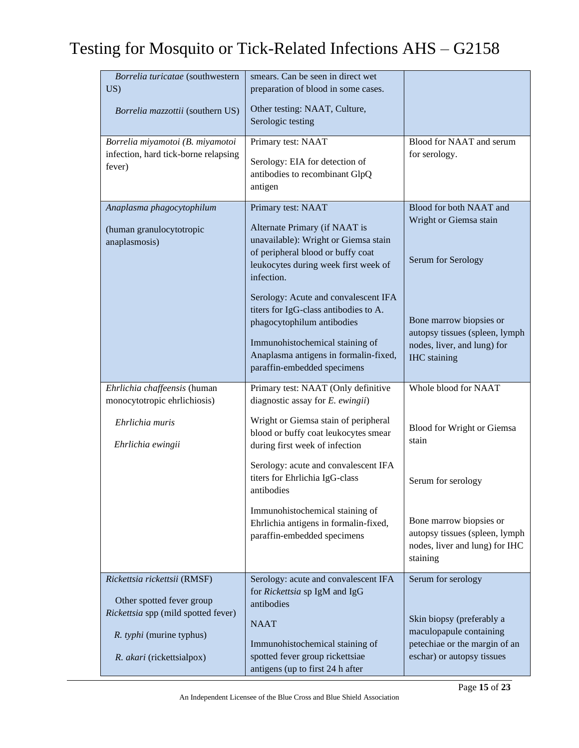| | | |
|---|---|---|
| *Borrelia turicatae* (southwestern US)<br><br>*Borrelia mazzottii* (southern US) | smears. Can be seen in direct wet preparation of blood in some cases.<br><br>Other testing: NAAT, Culture, Serologic testing | |
| *Borrelia miyamotoi (B. miyamotoi* infection, hard tick-borne relapsing fever) | Primary test: NAAT<br><br>Serology: EIA for detection of antibodies to recombinant GlpQ antigen | Blood for NAAT and serum for serology. |
| *Anaplasma phagocytophilum*<br><br>(human granulocytotropic anaplasmosis) | Primary test: NAAT<br><br>Alternate Primary (if NAAT is unavailable): Wright or Giemsa stain of peripheral blood or buffy coat leukocytes during week first week of infection.<br><br>Serology: Acute and convalescent IFA titers for IgG-class antibodies to A. phagocytophilum antibodies<br><br>Immunohistochemical staining of Anaplasma antigens in formalin-fixed, paraffin-embedded specimens | Blood for both NAAT and Wright or Giemsa stain<br><br>Serum for Serology<br><br>Bone marrow biopsies or autopsy tissues (spleen, lymph nodes, liver, and lung) for IHC staining |
| *Ehrlichia chaffeensis* (human monocytotropic ehrlichiosis)<br><br>*Ehrlichia muris*<br><br>*Ehrlichia ewingii* | Primary test: NAAT (Only definitive diagnostic assay for *E. ewingii*)<br><br>Wright or Giemsa stain of peripheral blood or buffy coat leukocytes smear during first week of infection<br><br>Serology: acute and convalescent IFA titers for Ehrlichia IgG-class antibodies<br><br>Immunohistochemical staining of Ehrlichia antigens in formalin-fixed, paraffin-embedded specimens | Whole blood for NAAT<br><br>Blood for Wright or Giemsa stain<br><br>Serum for serology<br><br>Bone marrow biopsies or autopsy tissues (spleen, lymph nodes, liver and lung) for IHC staining |
| *Rickettsia rickettsii* (RMSF)<br><br>Other spotted fever group *Rickettsia* spp (mild spotted fever)<br><br>*R. typhi* (murine typhus)<br><br>*R. akari* (rickettsialpox) | Serology: acute and convalescent IFA for *Rickettsia* sp IgM and IgG antibodies<br><br>NAAT<br><br>Immunohistochemical staining of spotted fever group rickettsiae antigens (up to first 24 h after | Serum for serology<br><br>Skin biopsy (preferably a maculopapule containing petechiae or the margin of an eschar) or autopsy tissues |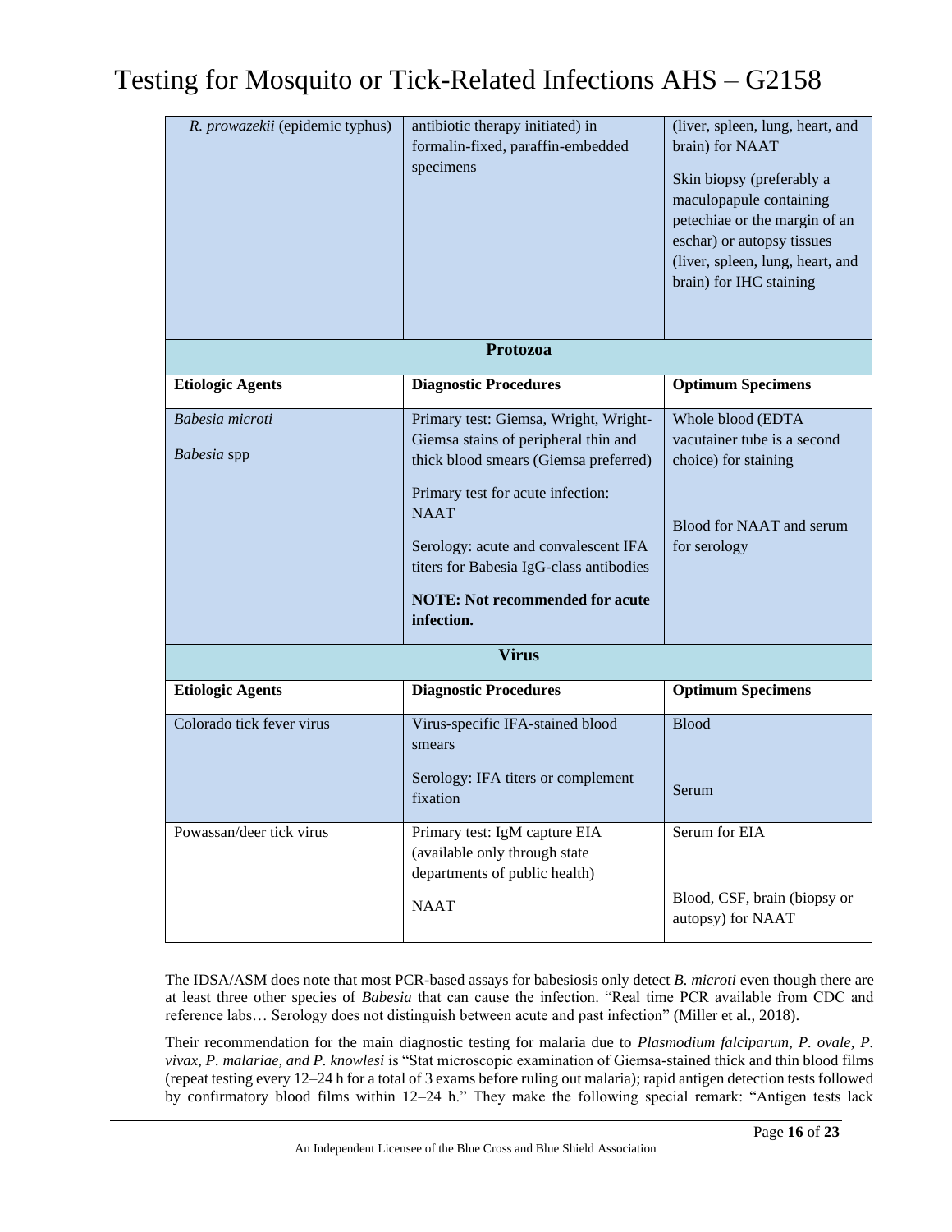| *R. prowazekii* (epidemic typhus) | antibiotic therapy initiated) in formalin-fixed, paraffin-embedded specimens | (liver, spleen, lung, heart, and brain) for NAAT<br><br>Skin biopsy (preferably a maculopapule containing petechiae or the margin of an eschar) or autopsy tissues (liver, spleen, lung, heart, and brain) for IHC staining |
|---|---|---|
| **Protozoa** | | |
| **Etiologic Agents** | **Diagnostic Procedures** | **Optimum Specimens** |
| *Babesia microti*<br><br>*Babesia* spp | Primary test: Giemsa, Wright, Wright-Giemsa stains of peripheral thin and thick blood smears (Giemsa preferred)<br><br>Primary test for acute infection: NAAT<br><br>Serology: acute and convalescent IFA titers for Babesia IgG-class antibodies<br><br>**NOTE: Not recommended for acute infection.** | Whole blood (EDTA vacutainer tube is a second choice) for staining<br><br>Blood for NAAT and serum for serology |
| **Virus** | | |
| **Etiologic Agents** | **Diagnostic Procedures** | **Optimum Specimens** |
| Colorado tick fever virus | Virus-specific IFA-stained blood smears<br><br>Serology: IFA titers or complement fixation | Blood<br><br>Serum |
| Powassan/deer tick virus | Primary test: IgM capture EIA (available only through state departments of public health)<br><br>NAAT | Serum for EIA<br><br>Blood, CSF, brain (biopsy or autopsy) for NAAT |

The IDSA/ASM does note that most PCR-based assays for babesiosis only detect *B. microti* even though there are at least three other species of *Babesia* that can cause the infection. "Real time PCR available from CDC and reference labs… Serology does not distinguish between acute and past infection" (Miller et al., 2018).

Their recommendation for the main diagnostic testing for malaria due to *Plasmodium falciparum, P. ovale, P. vivax, P. malariae, and P. knowlesi* is "Stat microscopic examination of Giemsa-stained thick and thin blood films (repeat testing every 12–24 h for a total of 3 exams before ruling out malaria); rapid antigen detection tests followed by confirmatory blood films within 12–24 h." They make the following special remark: "Antigen tests lack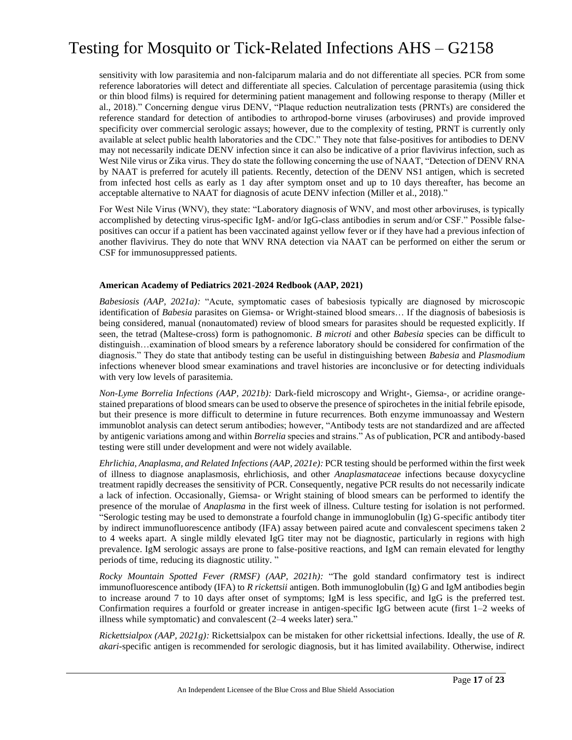sensitivity with low parasitemia and non-falciparum malaria and do not differentiate all species. PCR from some reference laboratories will detect and differentiate all species. Calculation of percentage parasitemia (using thick or thin blood films) is required for determining patient management and following response to therapy (Miller et al., 2018)." Concerning dengue virus DENV, "Plaque reduction neutralization tests (PRNTs) are considered the reference standard for detection of antibodies to arthropod-borne viruses (arboviruses) and provide improved specificity over commercial serologic assays; however, due to the complexity of testing, PRNT is currently only available at select public health laboratories and the CDC." They note that false-positives for antibodies to DENV may not necessarily indicate DENV infection since it can also be indicative of a prior flavivirus infection, such as West Nile virus or Zika virus. They do state the following concerning the use of NAAT, "Detection of DENV RNA by NAAT is preferred for acutely ill patients. Recently, detection of the DENV NS1 antigen, which is secreted from infected host cells as early as 1 day after symptom onset and up to 10 days thereafter, has become an acceptable alternative to NAAT for diagnosis of acute DENV infection (Miller et al., 2018)."

For West Nile Virus (WNV), they state: "Laboratory diagnosis of WNV, and most other arboviruses, is typically accomplished by detecting virus-specific IgM- and/or IgG-class antibodies in serum and/or CSF." Possible false-positives can occur if a patient has been vaccinated against yellow fever or if they have had a previous infection of another flavivirus. They do note that WNV RNA detection via NAAT can be performed on either the serum or CSF for immunosuppressed patients.

**American Academy of Pediatrics 2021-2024 Redbook (AAP, 2021)**

*Babesiosis (AAP, 2021a):* "Acute, symptomatic cases of babesiosis typically are diagnosed by microscopic identification of *Babesia* parasites on Giemsa- or Wright-stained blood smears… If the diagnosis of babesiosis is being considered, manual (nonautomated) review of blood smears for parasites should be requested explicitly. If seen, the tetrad (Maltese-cross) form is pathognomonic. *B microti* and other *Babesia* species can be difficult to distinguish…examination of blood smears by a reference laboratory should be considered for confirmation of the diagnosis." They do state that antibody testing can be useful in distinguishing between *Babesia* and *Plasmodium* infections whenever blood smear examinations and travel histories are inconclusive or for detecting individuals with very low levels of parasitemia.

*Non-Lyme Borrelia Infections (AAP, 2021b):* Dark-field microscopy and Wright-, Giemsa-, or acridine orange-stained preparations of blood smears can be used to observe the presence of spirochetes in the initial febrile episode, but their presence is more difficult to determine in future recurrences. Both enzyme immunoassay and Western immunoblot analysis can detect serum antibodies; however, "Antibody tests are not standardized and are affected by antigenic variations among and within *Borrelia* species and strains." As of publication, PCR and antibody-based testing were still under development and were not widely available.

*Ehrlichia, Anaplasma, and Related Infections (AAP, 2021e):* PCR testing should be performed within the first week of illness to diagnose anaplasmosis, ehrlichiosis, and other *Anaplasmataceae* infections because doxycycline treatment rapidly decreases the sensitivity of PCR. Consequently, negative PCR results do not necessarily indicate a lack of infection. Occasionally, Giemsa- or Wright staining of blood smears can be performed to identify the presence of the morulae of *Anaplasma* in the first week of illness. Culture testing for isolation is not performed. "Serologic testing may be used to demonstrate a fourfold change in immunoglobulin (Ig) G-specific antibody titer by indirect immunofluorescence antibody (IFA) assay between paired acute and convalescent specimens taken 2 to 4 weeks apart. A single mildly elevated IgG titer may not be diagnostic, particularly in regions with high prevalence. IgM serologic assays are prone to false-positive reactions, and IgM can remain elevated for lengthy periods of time, reducing its diagnostic utility. "

*Rocky Mountain Spotted Fever (RMSF) (AAP, 2021h):* "The gold standard confirmatory test is indirect immunofluorescence antibody (IFA) to *R rickettsii* antigen. Both immunoglobulin (Ig) G and IgM antibodies begin to increase around 7 to 10 days after onset of symptoms; IgM is less specific, and IgG is the preferred test. Confirmation requires a fourfold or greater increase in antigen-specific IgG between acute (first 1–2 weeks of illness while symptomatic) and convalescent (2–4 weeks later) sera."

*Rickettsialpox (AAP, 2021g):* Rickettsialpox can be mistaken for other rickettsial infections. Ideally, the use of *R. akari*-specific antigen is recommended for serologic diagnosis, but it has limited availability. Otherwise, indirect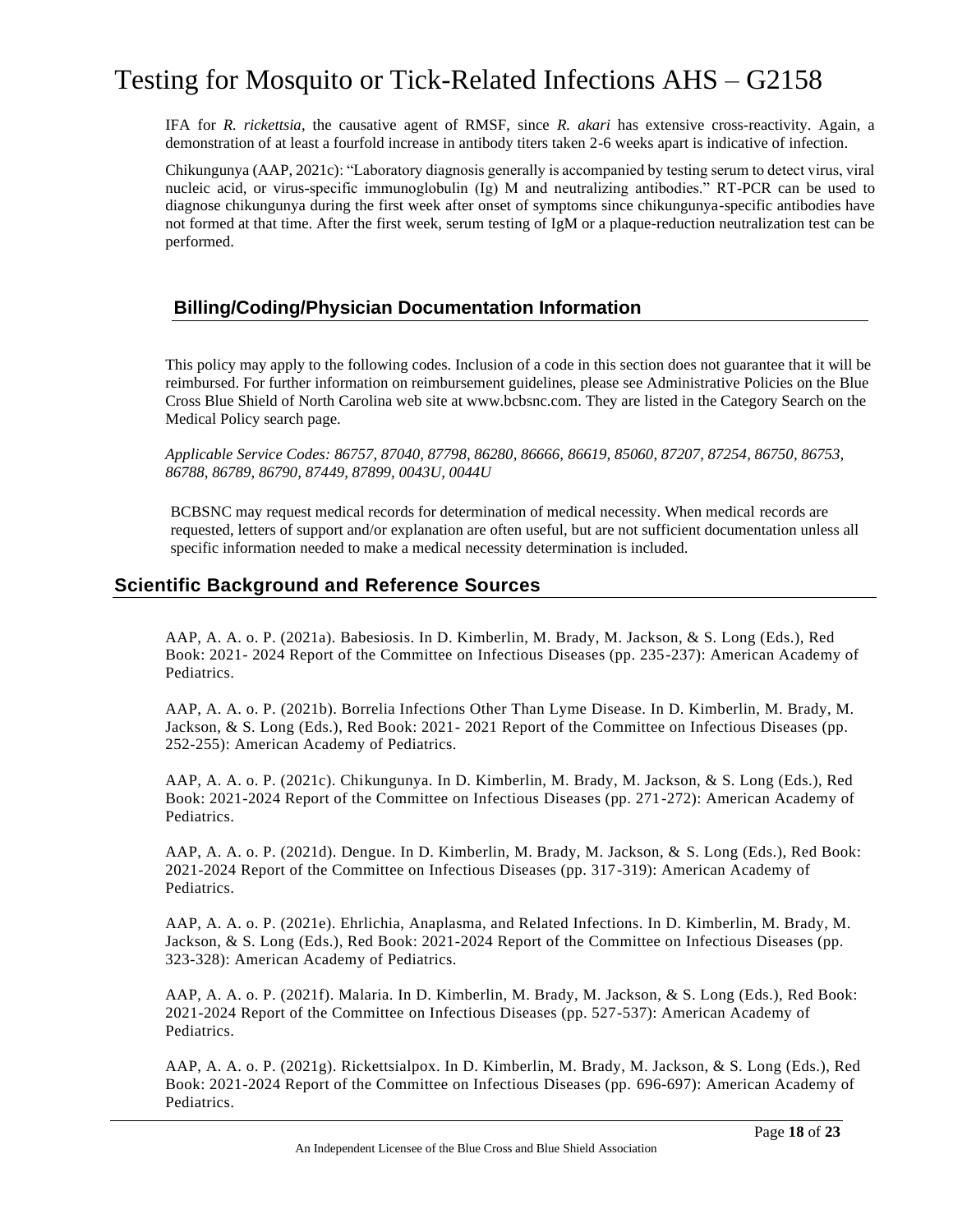IFA for *R. rickettsia*, the causative agent of RMSF, since *R. akari* has extensive cross-reactivity. Again, a demonstration of at least a fourfold increase in antibody titers taken 2-6 weeks apart is indicative of infection.

Chikungunya (AAP, 2021c): "Laboratory diagnosis generally is accompanied by testing serum to detect virus, viral nucleic acid, or virus-specific immunoglobulin (Ig) M and neutralizing antibodies." RT-PCR can be used to diagnose chikungunya during the first week after onset of symptoms since chikungunya-specific antibodies have not formed at that time. After the first week, serum testing of IgM or a plaque-reduction neutralization test can be performed.

## Billing/Coding/Physician Documentation Information

This policy may apply to the following codes. Inclusion of a code in this section does not guarantee that it will be reimbursed. For further information on reimbursement guidelines, please see Administrative Policies on the Blue Cross Blue Shield of North Carolina web site at www.bcbsnc.com. They are listed in the Category Search on the Medical Policy search page.

*Applicable Service Codes: 86757, 87040, 87798, 86280, 86666, 86619, 85060, 87207, 87254, 86750, 86753, 86788, 86789, 86790, 87449, 87899, 0043U, 0044U*

BCBSNC may request medical records for determination of medical necessity. When medical records are requested, letters of support and/or explanation are often useful, but are not sufficient documentation unless all specific information needed to make a medical necessity determination is included.

## Scientific Background and Reference Sources

AAP, A. A. o. P. (2021a). Babesiosis. In D. Kimberlin, M. Brady, M. Jackson, & S. Long (Eds.), Red Book: 2021- 2024 Report of the Committee on Infectious Diseases (pp. 235-237): American Academy of Pediatrics.

AAP, A. A. o. P. (2021b). Borrelia Infections Other Than Lyme Disease. In D. Kimberlin, M. Brady, M. Jackson, & S. Long (Eds.), Red Book: 2021- 2021 Report of the Committee on Infectious Diseases (pp. 252-255): American Academy of Pediatrics.

AAP, A. A. o. P. (2021c). Chikungunya. In D. Kimberlin, M. Brady, M. Jackson, & S. Long (Eds.), Red Book: 2021-2024 Report of the Committee on Infectious Diseases (pp. 271-272): American Academy of Pediatrics.

AAP, A. A. o. P. (2021d). Dengue. In D. Kimberlin, M. Brady, M. Jackson, & S. Long (Eds.), Red Book: 2021-2024 Report of the Committee on Infectious Diseases (pp. 317-319): American Academy of Pediatrics.

AAP, A. A. o. P. (2021e). Ehrlichia, Anaplasma, and Related Infections. In D. Kimberlin, M. Brady, M. Jackson, & S. Long (Eds.), Red Book: 2021-2024 Report of the Committee on Infectious Diseases (pp. 323-328): American Academy of Pediatrics.

AAP, A. A. o. P. (2021f). Malaria. In D. Kimberlin, M. Brady, M. Jackson, & S. Long (Eds.), Red Book: 2021-2024 Report of the Committee on Infectious Diseases (pp. 527-537): American Academy of Pediatrics.

AAP, A. A. o. P. (2021g). Rickettsialpox. In D. Kimberlin, M. Brady, M. Jackson, & S. Long (Eds.), Red Book: 2021-2024 Report of the Committee on Infectious Diseases (pp. 696-697): American Academy of Pediatrics.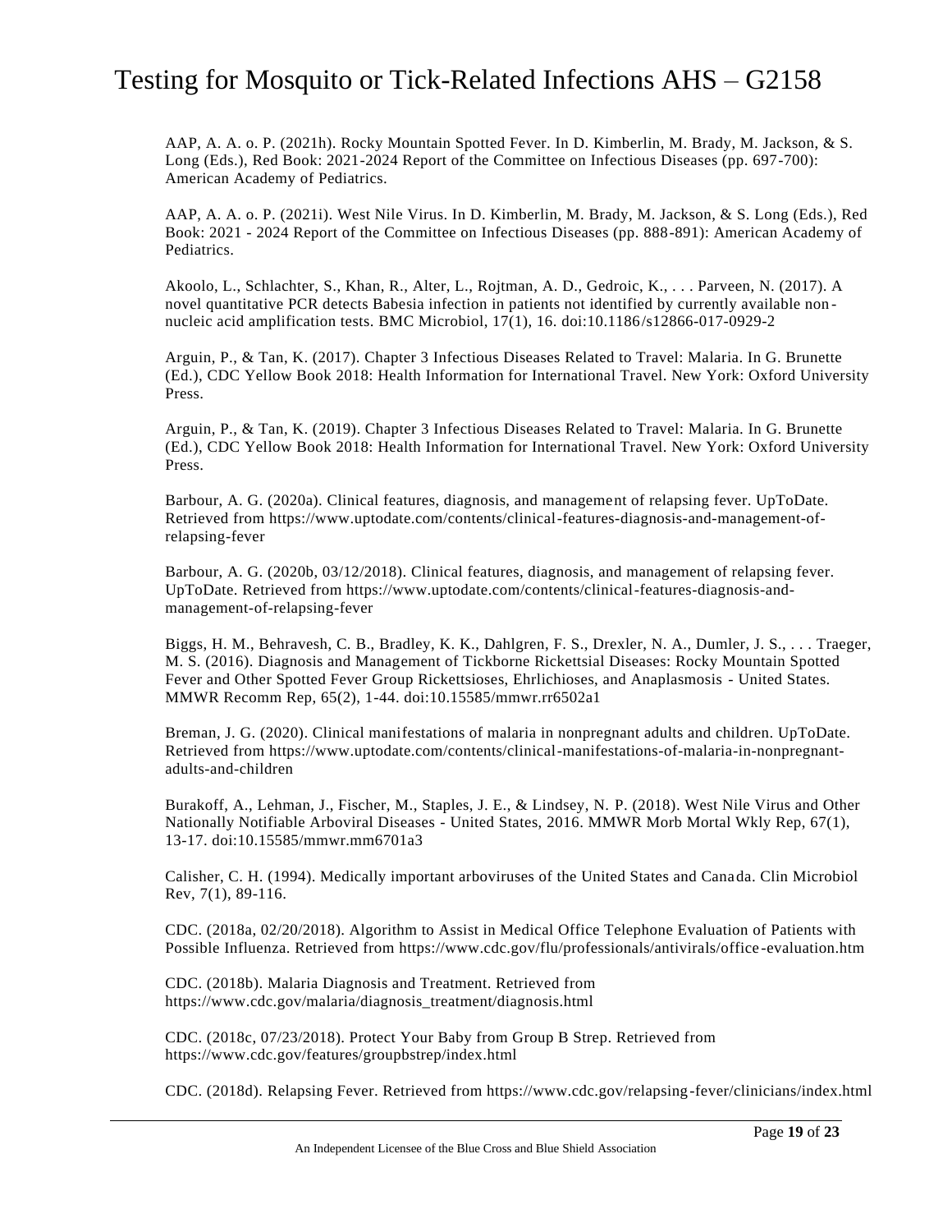AAP, A. A. o. P. (2021h). Rocky Mountain Spotted Fever. In D. Kimberlin, M. Brady, M. Jackson, & S. Long (Eds.), Red Book: 2021-2024 Report of the Committee on Infectious Diseases (pp. 697-700): American Academy of Pediatrics.

AAP, A. A. o. P. (2021i). West Nile Virus. In D. Kimberlin, M. Brady, M. Jackson, & S. Long (Eds.), Red Book: 2021 - 2024 Report of the Committee on Infectious Diseases (pp. 888-891): American Academy of Pediatrics.

Akoolo, L., Schlachter, S., Khan, R., Alter, L., Rojtman, A. D., Gedroic, K., . . . Parveen, N. (2017). A novel quantitative PCR detects Babesia infection in patients not identified by currently available non-nucleic acid amplification tests. BMC Microbiol, 17(1), 16. doi:10.1186/s12866-017-0929-2

Arguin, P., & Tan, K. (2017). Chapter 3 Infectious Diseases Related to Travel: Malaria. In G. Brunette (Ed.), CDC Yellow Book 2018: Health Information for International Travel. New York: Oxford University Press.

Arguin, P., & Tan, K. (2019). Chapter 3 Infectious Diseases Related to Travel: Malaria. In G. Brunette (Ed.), CDC Yellow Book 2018: Health Information for International Travel. New York: Oxford University Press.

Barbour, A. G. (2020a). Clinical features, diagnosis, and management of relapsing fever. UpToDate. Retrieved from https://www.uptodate.com/contents/clinical-features-diagnosis-and-management-of-relapsing-fever

Barbour, A. G. (2020b, 03/12/2018). Clinical features, diagnosis, and management of relapsing fever. UpToDate. Retrieved from https://www.uptodate.com/contents/clinical-features-diagnosis-and-management-of-relapsing-fever

Biggs, H. M., Behravesh, C. B., Bradley, K. K., Dahlgren, F. S., Drexler, N. A., Dumler, J. S., . . . Traeger, M. S. (2016). Diagnosis and Management of Tickborne Rickettsial Diseases: Rocky Mountain Spotted Fever and Other Spotted Fever Group Rickettsioses, Ehrlichioses, and Anaplasmosis - United States. MMWR Recomm Rep, 65(2), 1-44. doi:10.15585/mmwr.rr6502a1

Breman, J. G. (2020). Clinical manifestations of malaria in nonpregnant adults and children. UpToDate. Retrieved from https://www.uptodate.com/contents/clinical-manifestations-of-malaria-in-nonpregnant-adults-and-children

Burakoff, A., Lehman, J., Fischer, M., Staples, J. E., & Lindsey, N. P. (2018). West Nile Virus and Other Nationally Notifiable Arboviral Diseases - United States, 2016. MMWR Morb Mortal Wkly Rep, 67(1), 13-17. doi:10.15585/mmwr.mm6701a3

Calisher, C. H. (1994). Medically important arboviruses of the United States and Canada. Clin Microbiol Rev, 7(1), 89-116.

CDC. (2018a, 02/20/2018). Algorithm to Assist in Medical Office Telephone Evaluation of Patients with Possible Influenza. Retrieved from https://www.cdc.gov/flu/professionals/antivirals/office-evaluation.htm

CDC. (2018b). Malaria Diagnosis and Treatment. Retrieved from https://www.cdc.gov/malaria/diagnosis_treatment/diagnosis.html

CDC. (2018c, 07/23/2018). Protect Your Baby from Group B Strep. Retrieved from https://www.cdc.gov/features/groupbstrep/index.html

CDC. (2018d). Relapsing Fever. Retrieved from https://www.cdc.gov/relapsing-fever/clinicians/index.html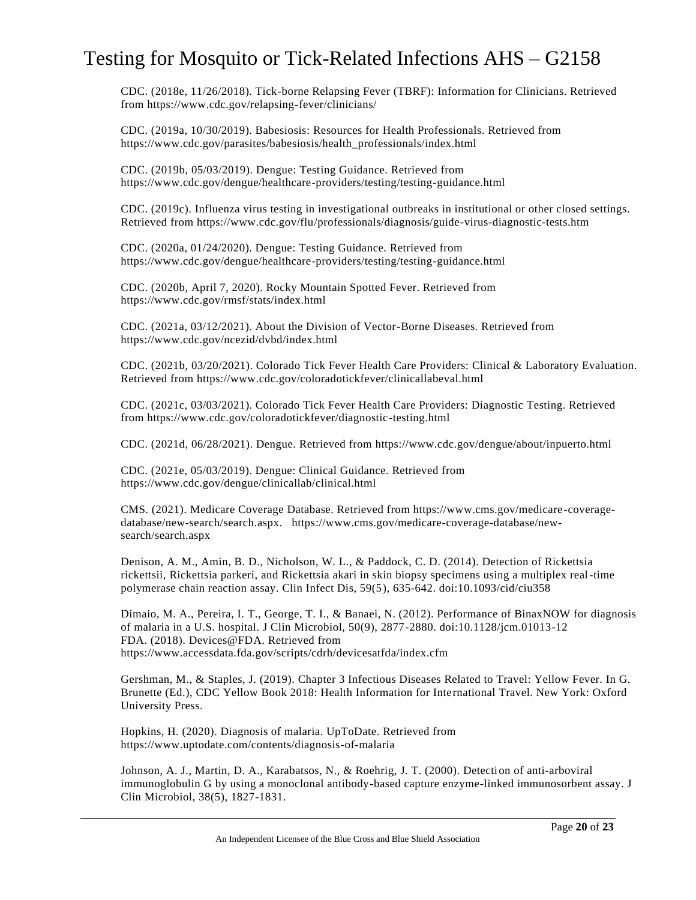CDC. (2018e, 11/26/2018). Tick-borne Relapsing Fever (TBRF): Information for Clinicians. Retrieved from https://www.cdc.gov/relapsing-fever/clinicians/

CDC. (2019a, 10/30/2019). Babesiosis: Resources for Health Professionals. Retrieved from https://www.cdc.gov/parasites/babesiosis/health_professionals/index.html

CDC. (2019b, 05/03/2019). Dengue: Testing Guidance. Retrieved from https://www.cdc.gov/dengue/healthcare-providers/testing/testing-guidance.html

CDC. (2019c). Influenza virus testing in investigational outbreaks in institutional or other closed settings. Retrieved from https://www.cdc.gov/flu/professionals/diagnosis/guide-virus-diagnostic-tests.htm

CDC. (2020a, 01/24/2020). Dengue: Testing Guidance. Retrieved from https://www.cdc.gov/dengue/healthcare-providers/testing/testing-guidance.html

CDC. (2020b, April 7, 2020). Rocky Mountain Spotted Fever. Retrieved from https://www.cdc.gov/rmsf/stats/index.html

CDC. (2021a, 03/12/2021). About the Division of Vector-Borne Diseases. Retrieved from https://www.cdc.gov/ncezid/dvbd/index.html

CDC. (2021b, 03/20/2021). Colorado Tick Fever Health Care Providers: Clinical & Laboratory Evaluation. Retrieved from https://www.cdc.gov/coloradotickfever/clinicallabeval.html

CDC. (2021c, 03/03/2021). Colorado Tick Fever Health Care Providers: Diagnostic Testing. Retrieved from https://www.cdc.gov/coloradotickfever/diagnostic-testing.html

CDC. (2021d, 06/28/2021). Dengue. Retrieved from https://www.cdc.gov/dengue/about/inpuerto.html

CDC. (2021e, 05/03/2019). Dengue: Clinical Guidance. Retrieved from https://www.cdc.gov/dengue/clinicallab/clinical.html

CMS. (2021). Medicare Coverage Database. Retrieved from https://www.cms.gov/medicare-coverage-database/new-search/search.aspx. https://www.cms.gov/medicare-coverage-database/new-search/search.aspx

Denison, A. M., Amin, B. D., Nicholson, W. L., & Paddock, C. D. (2014). Detection of Rickettsia rickettsii, Rickettsia parkeri, and Rickettsia akari in skin biopsy specimens using a multiplex real-time polymerase chain reaction assay. Clin Infect Dis, 59(5), 635-642. doi:10.1093/cid/ciu358

Dimaio, M. A., Pereira, I. T., George, T. I., & Banaei, N. (2012). Performance of BinaxNOW for diagnosis of malaria in a U.S. hospital. J Clin Microbiol, 50(9), 2877-2880. doi:10.1128/jcm.01013-12
FDA. (2018). Devices@FDA. Retrieved from https://www.accessdata.fda.gov/scripts/cdrh/devicesatfda/index.cfm

Gershman, M., & Staples, J. (2019). Chapter 3 Infectious Diseases Related to Travel: Yellow Fever. In G. Brunette (Ed.), CDC Yellow Book 2018: Health Information for International Travel. New York: Oxford University Press.

Hopkins, H. (2020). Diagnosis of malaria. UpToDate. Retrieved from https://www.uptodate.com/contents/diagnosis-of-malaria

Johnson, A. J., Martin, D. A., Karabatsos, N., & Roehrig, J. T. (2000). Detection of anti-arboviral immunoglobulin G by using a monoclonal antibody-based capture enzyme-linked immunosorbent assay. J Clin Microbiol, 38(5), 1827-1831.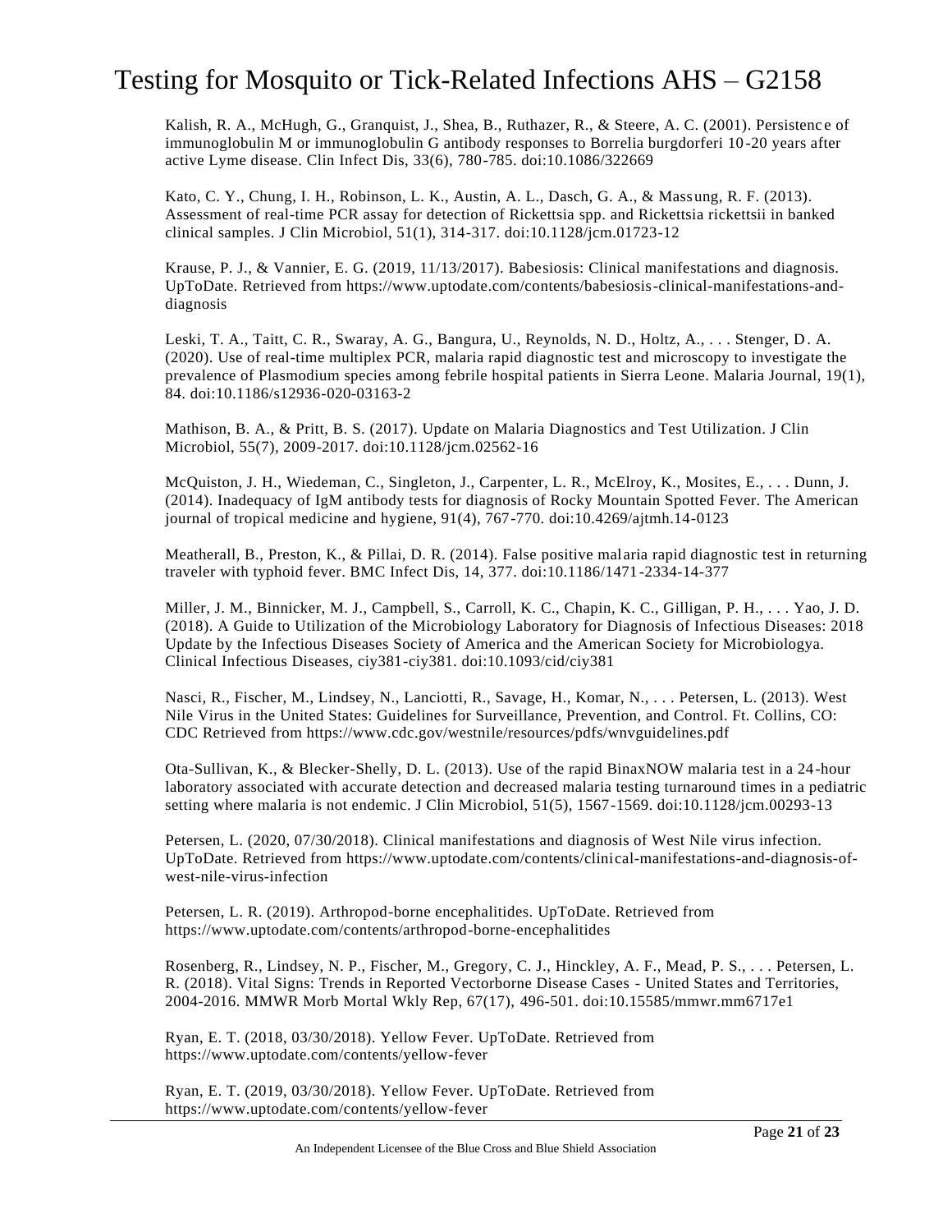Kalish, R. A., McHugh, G., Granquist, J., Shea, B., Ruthazer, R., & Steere, A. C. (2001). Persistence of immunoglobulin M or immunoglobulin G antibody responses to Borrelia burgdorferi 10-20 years after active Lyme disease. Clin Infect Dis, 33(6), 780-785. doi:10.1086/322669

Kato, C. Y., Chung, I. H., Robinson, L. K., Austin, A. L., Dasch, G. A., & Massung, R. F. (2013). Assessment of real-time PCR assay for detection of Rickettsia spp. and Rickettsia rickettsii in banked clinical samples. J Clin Microbiol, 51(1), 314-317. doi:10.1128/jcm.01723-12

Krause, P. J., & Vannier, E. G. (2019, 11/13/2017). Babesiosis: Clinical manifestations and diagnosis. UpToDate. Retrieved from https://www.uptodate.com/contents/babesiosis-clinical-manifestations-and-diagnosis

Leski, T. A., Taitt, C. R., Swaray, A. G., Bangura, U., Reynolds, N. D., Holtz, A., . . . Stenger, D. A. (2020). Use of real-time multiplex PCR, malaria rapid diagnostic test and microscopy to investigate the prevalence of Plasmodium species among febrile hospital patients in Sierra Leone. Malaria Journal, 19(1), 84. doi:10.1186/s12936-020-03163-2

Mathison, B. A., & Pritt, B. S. (2017). Update on Malaria Diagnostics and Test Utilization. J Clin Microbiol, 55(7), 2009-2017. doi:10.1128/jcm.02562-16

McQuiston, J. H., Wiedeman, C., Singleton, J., Carpenter, L. R., McElroy, K., Mosites, E., . . . Dunn, J. (2014). Inadequacy of IgM antibody tests for diagnosis of Rocky Mountain Spotted Fever. The American journal of tropical medicine and hygiene, 91(4), 767-770. doi:10.4269/ajtmh.14-0123

Meatherall, B., Preston, K., & Pillai, D. R. (2014). False positive malaria rapid diagnostic test in returning traveler with typhoid fever. BMC Infect Dis, 14, 377. doi:10.1186/1471-2334-14-377

Miller, J. M., Binnicker, M. J., Campbell, S., Carroll, K. C., Chapin, K. C., Gilligan, P. H., . . . Yao, J. D. (2018). A Guide to Utilization of the Microbiology Laboratory for Diagnosis of Infectious Diseases: 2018 Update by the Infectious Diseases Society of America and the American Society for Microbiologya. Clinical Infectious Diseases, ciy381-ciy381. doi:10.1093/cid/ciy381

Nasci, R., Fischer, M., Lindsey, N., Lanciotti, R., Savage, H., Komar, N., . . . Petersen, L. (2013). West Nile Virus in the United States: Guidelines for Surveillance, Prevention, and Control. Ft. Collins, CO: CDC Retrieved from https://www.cdc.gov/westnile/resources/pdfs/wnvguidelines.pdf

Ota-Sullivan, K., & Blecker-Shelly, D. L. (2013). Use of the rapid BinaxNOW malaria test in a 24-hour laboratory associated with accurate detection and decreased malaria testing turnaround times in a pediatric setting where malaria is not endemic. J Clin Microbiol, 51(5), 1567-1569. doi:10.1128/jcm.00293-13

Petersen, L. (2020, 07/30/2018). Clinical manifestations and diagnosis of West Nile virus infection. UpToDate. Retrieved from https://www.uptodate.com/contents/clinical-manifestations-and-diagnosis-of-west-nile-virus-infection

Petersen, L. R. (2019). Arthropod-borne encephalitides. UpToDate. Retrieved from https://www.uptodate.com/contents/arthropod-borne-encephalitides

Rosenberg, R., Lindsey, N. P., Fischer, M., Gregory, C. J., Hinckley, A. F., Mead, P. S., . . . Petersen, L. R. (2018). Vital Signs: Trends in Reported Vectorborne Disease Cases - United States and Territories, 2004-2016. MMWR Morb Mortal Wkly Rep, 67(17), 496-501. doi:10.15585/mmwr.mm6717e1

Ryan, E. T. (2018, 03/30/2018). Yellow Fever. UpToDate. Retrieved from https://www.uptodate.com/contents/yellow-fever

Ryan, E. T. (2019, 03/30/2018). Yellow Fever. UpToDate. Retrieved from https://www.uptodate.com/contents/yellow-fever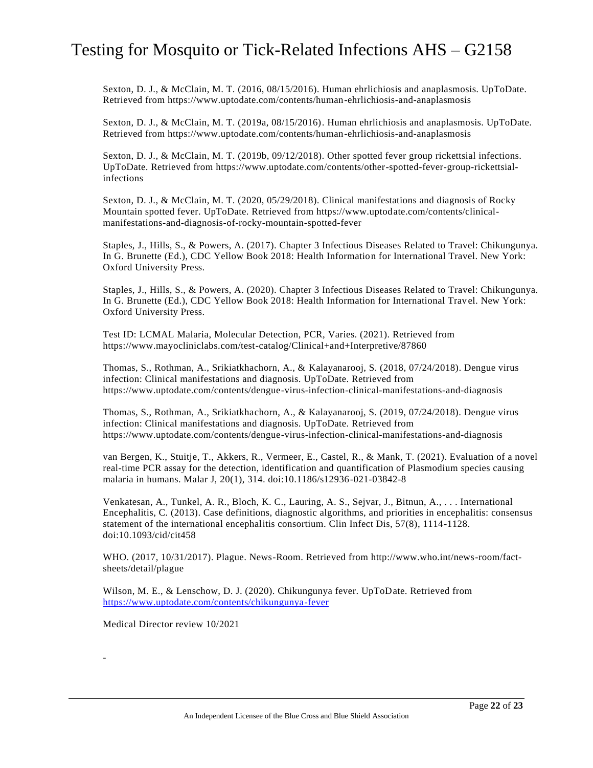Sexton, D. J., & McClain, M. T. (2016, 08/15/2016). Human ehrlichiosis and anaplasmosis. UpToDate. Retrieved from https://www.uptodate.com/contents/human-ehrlichiosis-and-anaplasmosis

Sexton, D. J., & McClain, M. T. (2019a, 08/15/2016). Human ehrlichiosis and anaplasmosis. UpToDate. Retrieved from https://www.uptodate.com/contents/human-ehrlichiosis-and-anaplasmosis

Sexton, D. J., & McClain, M. T. (2019b, 09/12/2018). Other spotted fever group rickettsial infections. UpToDate. Retrieved from https://www.uptodate.com/contents/other-spotted-fever-group-rickettsial-infections

Sexton, D. J., & McClain, M. T. (2020, 05/29/2018). Clinical manifestations and diagnosis of Rocky Mountain spotted fever. UpToDate. Retrieved from https://www.uptodate.com/contents/clinical-manifestations-and-diagnosis-of-rocky-mountain-spotted-fever

Staples, J., Hills, S., & Powers, A. (2017). Chapter 3 Infectious Diseases Related to Travel: Chikungunya. In G. Brunette (Ed.), CDC Yellow Book 2018: Health Information for International Travel. New York: Oxford University Press.

Staples, J., Hills, S., & Powers, A. (2020). Chapter 3 Infectious Diseases Related to Travel: Chikungunya. In G. Brunette (Ed.), CDC Yellow Book 2018: Health Information for International Travel. New York: Oxford University Press.

Test ID: LCMAL Malaria, Molecular Detection, PCR, Varies. (2021). Retrieved from https://www.mayocliniclabs.com/test-catalog/Clinical+and+Interpretive/87860

Thomas, S., Rothman, A., Srikiatkhachorn, A., & Kalayanarooj, S. (2018, 07/24/2018). Dengue virus infection: Clinical manifestations and diagnosis. UpToDate. Retrieved from https://www.uptodate.com/contents/dengue-virus-infection-clinical-manifestations-and-diagnosis

Thomas, S., Rothman, A., Srikiatkhachorn, A., & Kalayanarooj, S. (2019, 07/24/2018). Dengue virus infection: Clinical manifestations and diagnosis. UpToDate. Retrieved from https://www.uptodate.com/contents/dengue-virus-infection-clinical-manifestations-and-diagnosis

van Bergen, K., Stuitje, T., Akkers, R., Vermeer, E., Castel, R., & Mank, T. (2021). Evaluation of a novel real-time PCR assay for the detection, identification and quantification of Plasmodium species causing malaria in humans. Malar J, 20(1), 314. doi:10.1186/s12936-021-03842-8

Venkatesan, A., Tunkel, A. R., Bloch, K. C., Lauring, A. S., Sejvar, J., Bitnun, A., . . . International Encephalitis, C. (2013). Case definitions, diagnostic algorithms, and priorities in encephalitis: consensus statement of the international encephalitis consortium. Clin Infect Dis, 57(8), 1114-1128. doi:10.1093/cid/cit458

WHO. (2017, 10/31/2017). Plague. News-Room. Retrieved from http://www.who.int/news-room/fact-sheets/detail/plague

Wilson, M. E., & Lenschow, D. J. (2020). Chikungunya fever. UpToDate. Retrieved from https://www.uptodate.com/contents/chikungunya-fever

Medical Director review 10/2021

-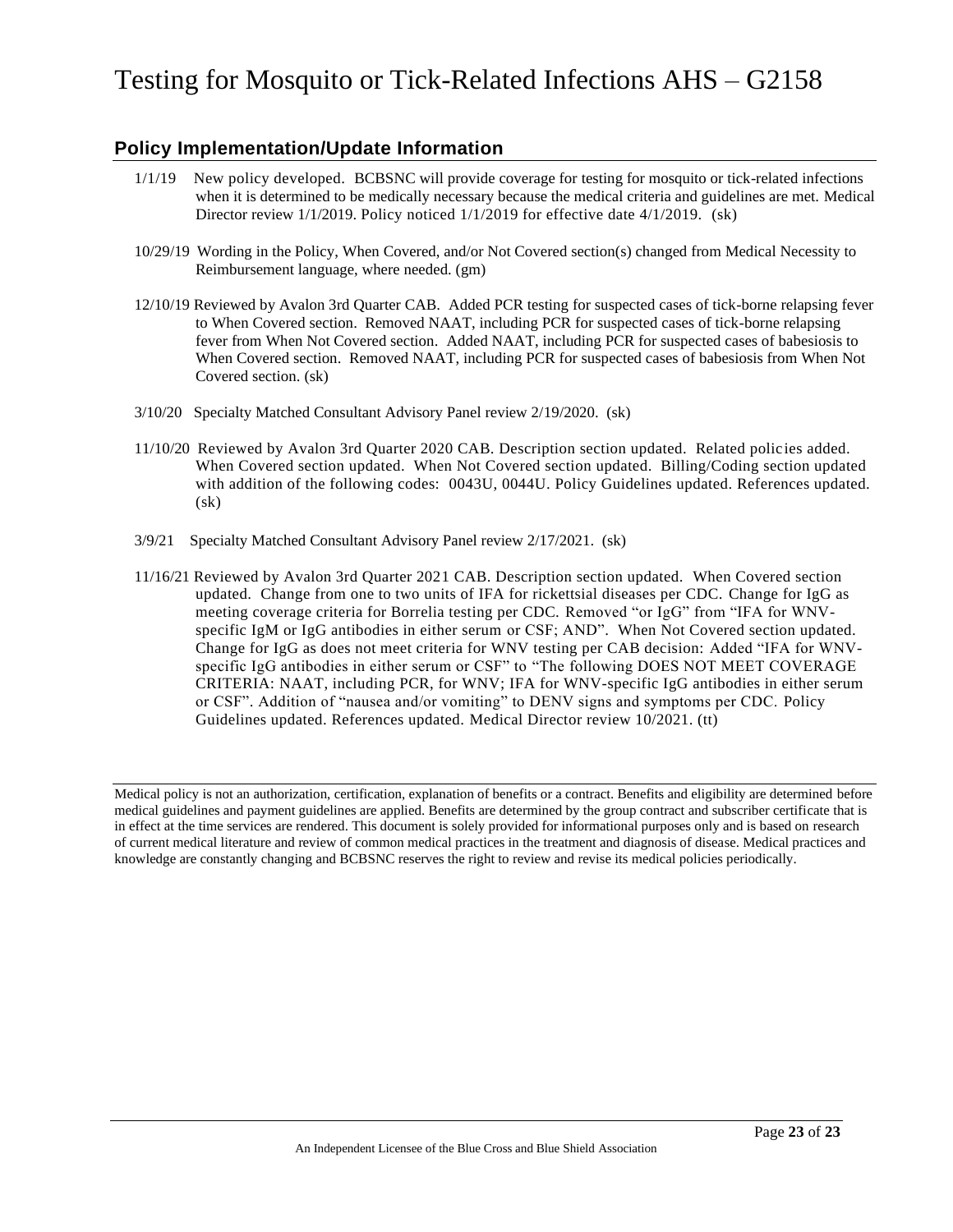# Testing for Mosquito or Tick-Related Infections AHS – G2158

## Policy Implementation/Update Information

1/1/19 New policy developed. BCBSNC will provide coverage for testing for mosquito or tick-related infections when it is determined to be medically necessary because the medical criteria and guidelines are met. Medical Director review 1/1/2019. Policy noticed 1/1/2019 for effective date 4/1/2019. (sk)

10/29/19 Wording in the Policy, When Covered, and/or Not Covered section(s) changed from Medical Necessity to Reimbursement language, where needed. (gm)

12/10/19 Reviewed by Avalon 3rd Quarter CAB. Added PCR testing for suspected cases of tick-borne relapsing fever to When Covered section. Removed NAAT, including PCR for suspected cases of tick-borne relapsing fever from When Not Covered section. Added NAAT, including PCR for suspected cases of babesiosis to When Covered section. Removed NAAT, including PCR for suspected cases of babesiosis from When Not Covered section. (sk)

3/10/20 Specialty Matched Consultant Advisory Panel review 2/19/2020. (sk)

11/10/20 Reviewed by Avalon 3rd Quarter 2020 CAB. Description section updated. Related policies added. When Covered section updated. When Not Covered section updated. Billing/Coding section updated with addition of the following codes: 0043U, 0044U. Policy Guidelines updated. References updated. (sk)

3/9/21 Specialty Matched Consultant Advisory Panel review 2/17/2021. (sk)

11/16/21 Reviewed by Avalon 3rd Quarter 2021 CAB. Description section updated. When Covered section updated. Change from one to two units of IFA for rickettsial diseases per CDC. Change for IgG as meeting coverage criteria for Borrelia testing per CDC. Removed "or IgG" from "IFA for WNV-specific IgM or IgG antibodies in either serum or CSF; AND". When Not Covered section updated. Change for IgG as does not meet criteria for WNV testing per CAB decision: Added "IFA for WNV-specific IgG antibodies in either serum or CSF" to "The following DOES NOT MEET COVERAGE CRITERIA: NAAT, including PCR, for WNV; IFA for WNV-specific IgG antibodies in either serum or CSF". Addition of "nausea and/or vomiting" to DENV signs and symptoms per CDC. Policy Guidelines updated. References updated. Medical Director review 10/2021. (tt)

Medical policy is not an authorization, certification, explanation of benefits or a contract. Benefits and eligibility are determined before medical guidelines and payment guidelines are applied. Benefits are determined by the group contract and subscriber certificate that is in effect at the time services are rendered. This document is solely provided for informational purposes only and is based on research of current medical literature and review of common medical practices in the treatment and diagnosis of disease. Medical practices and knowledge are constantly changing and BCBSNC reserves the right to review and revise its medical policies periodically.

An Independent Licensee of the Blue Cross and Blue Shield Association